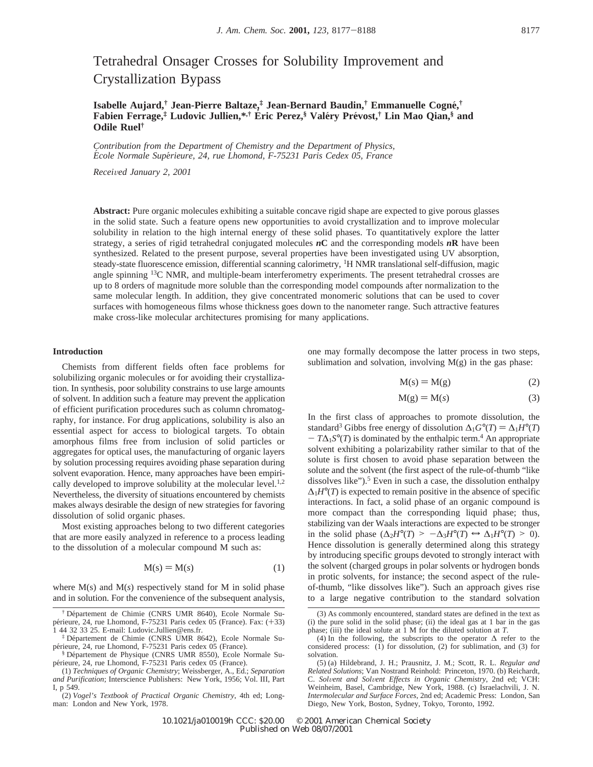# Tetrahedral Onsager Crosses for Solubility Improvement and Crystallization Bypass

**Isabelle Aujard,[†] Jean-Pierre Baltaze,[‡] Jean-Bernard Baudin,[†] Emmanuelle Cogné,[†] Fabien Ferrage,[‡] Ludovic Jullien,*[,†] Éric Perez,[§] Valéry Prévost,[†] Lin Mao Qian,[§] and Odile Ruel[†]**

*Contribution from the Department of Chemistry and the Department of Physics, École Normale Supérieure, 24, rue Lhomond, F-75231 Paris Cedex 05, France*

*Received January 2, 2001*

**Abstract:** Pure organic molecules exhibiting a suitable concave rigid shape are expected to give porous glasses in the solid state. Such a feature opens new opportunities to avoid crystallization and to improve molecular solubility in relation to the high internal energy of these solid phases. To quantitatively explore the latter strategy, a series of rigid tetrahedral conjugated molecules ***n*C** and the corresponding models ***n*R** have been synthesized. Related to the present purpose, several properties have been investigated using UV absorption, steady-state fluorescence emission, differential scanning calorimetry, $^1$H NMR translational self-diffusion, magic angle spinning $^{13}$C NMR, and multiple-beam interferometry experiments. The present tetrahedral crosses are up to 8 orders of magnitude more soluble than the corresponding model compounds after normalization to the same molecular length. In addition, they give concentrated monomeric solutions that can be used to cover surfaces with homogeneous films whose thickness goes down to the nanometer range. Such attractive features make cross-like molecular architectures promising for many applications.

## Introduction

Chemists from different fields often face problems for solubilizing organic molecules or for avoiding their crystallization. In synthesis, poor solubility constrains to use large amounts of solvent. In addition such a feature may prevent the application of efficient purification procedures such as column chromatography, for instance. For drug applications, solubility is also an essential aspect for access to biological targets. To obtain amorphous films free from inclusion of solid particles or aggregates for optical uses, the manufacturing of organic layers by solution processing requires avoiding phase separation during solvent evaporation. Hence, many approaches have been empirically developed to improve solubility at the molecular level.[1,2] Nevertheless, the diversity of situations encountered by chemists makes always desirable the design of new strategies for favoring dissolution of solid organic phases.

Most existing approaches belong to two different categories that are more easily analyzed in reference to a process leading to the dissolution of a molecular compound M such as:

$$\mathrm{M(s)} = \mathrm{M}(s) \tag{1}$$

where M(s) and M(*s*) respectively stand for M in solid phase and in solution. For the convenience of the subsequent analysis, one may formally decompose the latter process in two steps, sublimation and solvation, involving M(g) in the gas phase:

$$\mathrm{M(s)} = \mathrm{M(g)} \tag{2}$$

$$\mathrm{M(g)} = \mathrm{M}(s) \tag{3}$$

In the first class of approaches to promote dissolution, the standard[3] Gibbs free energy of dissolution $\Delta_1 G°(T) = \Delta_1 H°(T) - T\Delta_1 S°(T)$ is dominated by the enthalpic term.[4] An appropriate solvent exhibiting a polarizability rather similar to that of the solute is first chosen to avoid phase separation between the solute and the solvent (the first aspect of the rule-of-thumb "like dissolves like").[5] Even in such a case, the dissolution enthalpy $\Delta_1 H°(T)$ is expected to remain positive in the absence of specific interactions. In fact, a solid phase of an organic compound is more compact than the corresponding liquid phase; thus, stabilizing van der Waals interactions are expected to be stronger in the solid phase ($\Delta_2 H°(T) > -\Delta_3 H°(T) \Leftrightarrow \Delta_1 H°(T) > 0$). Hence dissolution is generally determined along this strategy by introducing specific groups devoted to strongly interact with the solvent (charged groups in polar solvents or hydrogen bonds in protic solvents, for instance; the second aspect of the rule-of-thumb, "like dissolves like"). Such an approach gives rise to a large negative contribution to the standard solvation

---

[†] Département de Chimie (CNRS UMR 8640), Ecole Normale Supérieure, 24, rue Lhomond, F-75231 Paris cedex 05 (France). Fax: (+33) 1 44 32 33 25. E-mail: Ludovic.Jullien@ens.fr.

[‡] Département de Chimie (CNRS UMR 8642), Ecole Normale Supérieure, 24, rue Lhomond, F-75231 Paris cedex 05 (France).

[§] Département de Physique (CNRS UMR 8550), Ecole Normale Supérieure, 24, rue Lhomond, F-75231 Paris cedex 05 (France).

(1) *Techniques of Organic Chemistry*; Weissberger, A., Ed.; *Separation and Purification*; Interscience Publishers: New York, 1956; Vol. III, Part I, p 549.

(2) *Vogel's Textbook of Practical Organic Chemistry*, 4th ed; Longman: London and New York, 1978.

(3) As commonly encountered, standard states are defined in the text as (i) the pure solid in the solid phase; (ii) the ideal gas at 1 bar in the gas phase; (iii) the ideal solute at 1 M for the diluted solution at *T*.

(4) In the following, the subscripts to the operator Δ refer to the considered process: (1) for dissolution, (2) for sublimation, and (3) for solvation.

(5) (a) Hildebrand, J. H.; Prausnitz, J. M.; Scott, R. L. *Regular and Related Solutions*; Van Nostrand Reinhold: Princeton, 1970. (b) Reichardt, C. *Solvent and Solvent Effects in Organic Chemistry*, 2nd ed; VCH: Weinheim, Basel, Cambridge, New York, 1988. (c) Israelachvili, J. N. *Intermolecular and Surface Forces*, 2nd ed; Academic Press: London, San Diego, New York, Boston, Sydney, Tokyo, Toronto, 1992.

10.1021/ja010019h CCC: $20.00 © 2001 American Chemical Society
Published on Web 08/07/2001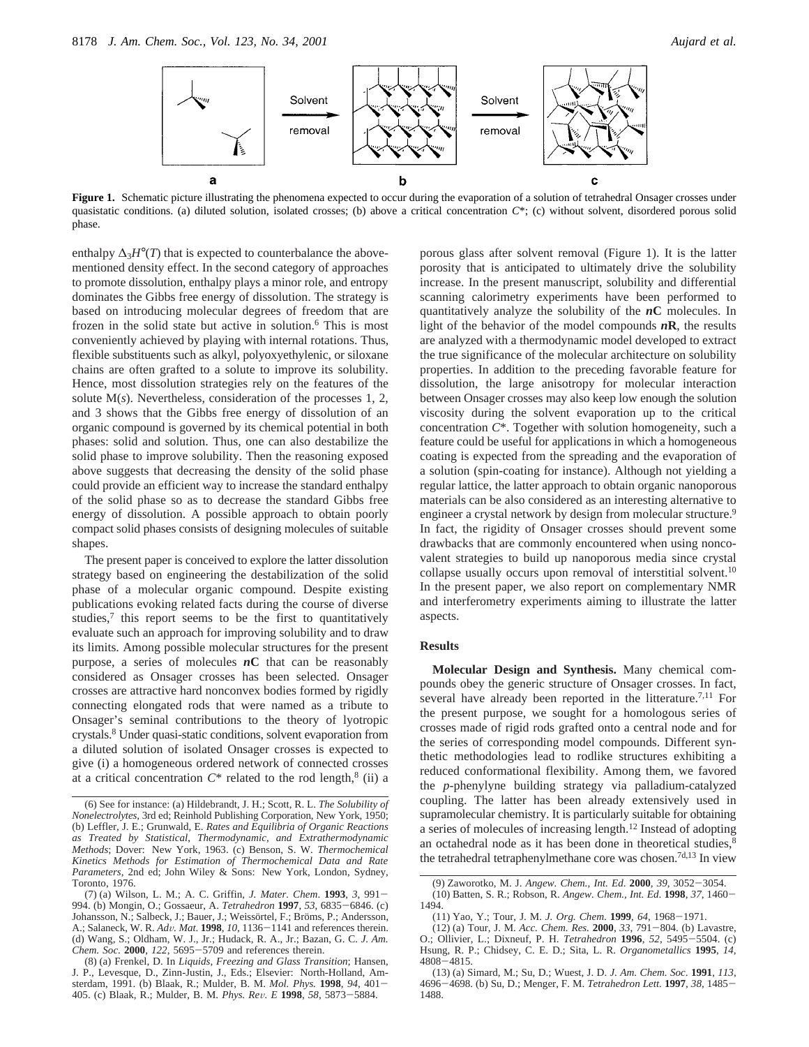**Figure 1.** Schematic picture illustrating the phenomena expected to occur during the evaporation of a solution of tetrahedral Onsager crosses under quasistatic conditions. (a) diluted solution, isolated crosses; (b) above a critical concentration $C^*$; (c) without solvent, disordered porous solid phase.

enthalpy $\Delta_3 H°(T)$ that is expected to counterbalance the above-mentioned density effect. In the second category of approaches to promote dissolution, enthalpy plays a minor role, and entropy dominates the Gibbs free energy of dissolution. The strategy is based on introducing molecular degrees of freedom that are frozen in the solid state but active in solution.[6] This is most conveniently achieved by playing with internal rotations. Thus, flexible substituents such as alkyl, polyoxyethylenic, or siloxane chains are often grafted to a solute to improve its solubility. Hence, most dissolution strategies rely on the features of the solute M(*s*). Nevertheless, consideration of the processes 1, 2, and 3 shows that the Gibbs free energy of dissolution of an organic compound is governed by its chemical potential in both phases: solid and solution. Thus, one can also destabilize the solid phase to improve solubility. Then the reasoning exposed above suggests that decreasing the density of the solid phase could provide an efficient way to increase the standard enthalpy of the solid phase so as to decrease the standard Gibbs free energy of dissolution. A possible approach to obtain poorly compact solid phases consists of designing molecules of suitable shapes.

The present paper is conceived to explore the latter dissolution strategy based on engineering the destabilization of the solid phase of a molecular organic compound. Despite existing publications evoking related facts during the course of diverse studies,[7] this report seems to be the first to quantitatively evaluate such an approach for improving solubility and to draw its limits. Among possible molecular structures for the present purpose, a series of molecules ***n*C** that can be reasonably considered as Onsager crosses has been selected. Onsager crosses are attractive hard nonconvex bodies formed by rigidly connecting elongated rods that were named as a tribute to Onsager's seminal contributions to the theory of lyotropic crystals.[8] Under quasi-static conditions, solvent evaporation from a diluted solution of isolated Onsager crosses is expected to give (i) a homogeneous ordered network of connected crosses at a critical concentration $C^*$ related to the rod length,[8] (ii) a porous glass after solvent removal (Figure 1). It is the latter porosity that is anticipated to ultimately drive the solubility increase. In the present manuscript, solubility and differential scanning calorimetry experiments have been performed to quantitatively analyze the solubility of the ***n*C** molecules. In light of the behavior of the model compounds ***n*R**, the results are analyzed with a thermodynamic model developed to extract the true significance of the molecular architecture on solubility properties. In addition to the preceding favorable feature for dissolution, the large anisotropy for molecular interaction between Onsager crosses may also keep low enough the solution viscosity during the solvent evaporation up to the critical concentration $C^*$. Together with solution homogeneity, such a feature could be useful for applications in which a homogeneous coating is expected from the spreading and the evaporation of a solution (spin-coating for instance). Although not yielding a regular lattice, the latter approach to obtain organic nanoporous materials can be also considered as an interesting alternative to engineer a crystal network by design from molecular structure.[9] In fact, the rigidity of Onsager crosses should prevent some drawbacks that are commonly encountered when using noncovalent strategies to build up nanoporous media since crystal collapse usually occurs upon removal of interstitial solvent.[10] In the present paper, we also report on complementary NMR and interferometry experiments aiming to illustrate the latter aspects.

## Results

**Molecular Design and Synthesis.** Many chemical compounds obey the generic structure of Onsager crosses. In fact, several have already been reported in the litterature.[7,11] For the present purpose, we sought for a homologous series of crosses made of rigid rods grafted onto a central node and for the series of corresponding model compounds. Different synthetic methodologies lead to rodlike structures exhibiting a reduced conformational flexibility. Among them, we favored the *p*-phenylyne building strategy via palladium-catalyzed coupling. The latter has been already extensively used in supramolecular chemistry. It is particularly suitable for obtaining a series of molecules of increasing length.[12] Instead of adopting an octahedral node as it has been done in theoretical studies,[8] the tetrahedral tetraphenylmethane core was chosen.[7d,13] In view

---

(6) See for instance: (a) Hildebrandt, J. H.; Scott, R. L. *The Solubility of Nonelectrolytes*, 3rd ed; Reinhold Publishing Corporation, New York, 1950; (b) Leffler, J. E.; Grunwald, E. *Rates and Equilibria of Organic Reactions as Treated by Statistical, Thermodynamic, and Extrathermodynamic Methods*; Dover: New York, 1963. (c) Benson, S. W. *Thermochemical Kinetics Methods for Estimation of Thermochemical Data and Rate Parameters*, 2nd ed; John Wiley & Sons: New York, London, Sydney, Toronto, 1976.

(7) (a) Wilson, L. M.; A. C. Griffin, *J. Mater. Chem.* **1993**, *3*, 991–994. (b) Mongin, O.; Gossauer, A. *Tetrahedron* **1997**, *53*, 6835–6846. (c) Johansson, N.; Salbeck, J.; Bauer, J.; Weissörtel, F.; Bröms, P.; Andersson, A.; Salaneck, W. R. *Adv. Mat.* **1998**, *10*, 1136–1141 and references therein. (d) Wang, S.; Oldham, W. J., Jr.; Hudack, R. A., Jr.; Bazan, G. C. *J. Am. Chem. Soc.* **2000**, *122*, 5695–5709 and references therein.

(8) (a) Frenkel, D. In *Liquids, Freezing and Glass Transition*; Hansen, J. P., Levesque, D., Zinn-Justin, J., Eds.; Elsevier: North-Holland, Amsterdam, 1991. (b) Blaak, R.; Mulder, B. M. *Mol. Phys.* **1998**, *94*, 401–405. (c) Blaak, R.; Mulder, B. M. *Phys. Rev. E* **1998**, *58*, 5873–5884.

(9) Zaworotko, M. J. *Angew. Chem., Int. Ed.* **2000**, *39*, 3052–3054.

(10) Batten, S. R.; Robson, R. *Angew. Chem., Int. Ed.* **1998**, *37*, 1460–1494.

(11) Yao, Y.; Tour, J. M. *J. Org. Chem.* **1999**, *64*, 1968–1971.

(12) (a) Tour, J. M. *Acc. Chem. Res.* **2000**, *33*, 791–804. (b) Lavastre, O.; Ollivier, L.; Dixneuf, P. H. *Tetrahedron* **1996**, *52*, 5495–5504. (c) Hsung, R. P.; Chidsey, C. E. D.; Sita, L. R. *Organometallics* **1995**, *14*, 4808–4815.

(13) (a) Simard, M.; Su, D.; Wuest, J. D. *J. Am. Chem. Soc.* **1991**, *113*, 4696–4698. (b) Su, D.; Menger, F. M. *Tetrahedron Lett.* **1997**, *38*, 1485–1488.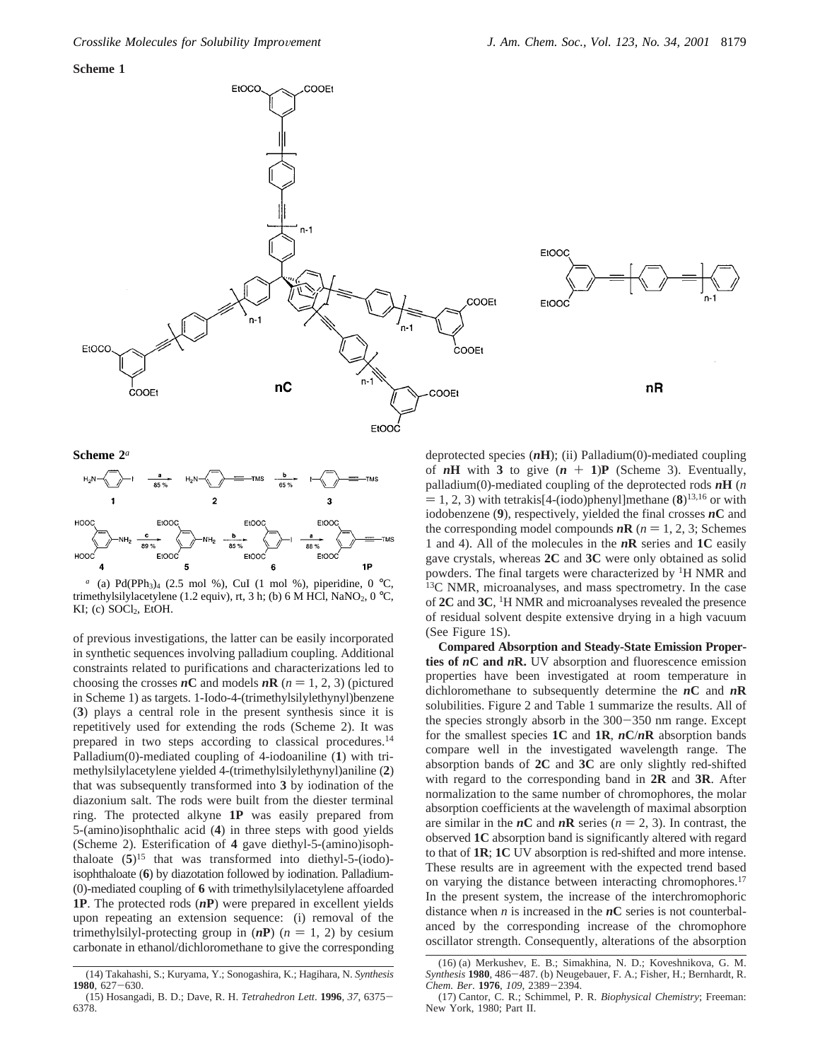**Scheme 1**

**Scheme 2**[a]

[a] (a) $Pd(PPh_3)_4$ (2.5 mol %), CuI (1 mol %), piperidine, 0 °C, trimethylsilylacetylene (1.2 equiv), rt, 3 h; (b) 6 M HCl, $NaNO_2$, 0 °C, KI; (c) $SOCl_2$, EtOH.

of previous investigations, the latter can be easily incorporated in synthetic sequences involving palladium coupling. Additional constraints related to purifications and characterizations led to choosing the crosses ***n*C** and models ***n*R** ($n = 1, 2, 3$) (pictured in Scheme 1) as targets. 1-Iodo-4-(trimethylsilylethynyl)benzene (**3**) plays a central role in the present synthesis since it is repetitively used for extending the rods (Scheme 2). It was prepared in two steps according to classical procedures.[14] Palladium(0)-mediated coupling of 4-iodoaniline (**1**) with trimethylsilylacetylene yielded 4-(trimethylsilylethynyl)aniline (**2**) that was subsequently transformed into **3** by iodination of the diazonium salt. The rods were built from the diester terminal ring. The protected alkyne **1P** was easily prepared from 5-(amino)isophthalic acid (**4**) in three steps with good yields (Scheme 2). Esterification of **4** gave diethyl-5-(amino)isophthaloate (**5**)[15] that was transformed into diethyl-5-(iodo)isophthaloate (**6**) by diazotation followed by iodination. Palladium(0)-mediated coupling of **6** with trimethylsilylacetylene affoarded **1P**. The protected rods (***n*P**) were prepared in excellent yields upon repeating an extension sequence: (i) removal of the trimethylsilyl-protecting group in (***n*P**) ($n = 1, 2$) by cesium carbonate in ethanol/dichloromethane to give the corresponding deprotected species (***n*H**); (ii) Palladium(0)-mediated coupling of ***n*H** with **3** to give (***n* + 1**)**P** (Scheme 3). Eventually, palladium(0)-mediated coupling of the deprotected rods ***n*H** ($n = 1, 2, 3$) with tetrakis[4-(iodo)phenyl]methane (**8**)[13,16] or with iodobenzene (**9**), respectively, yielded the final crosses ***n*C** and the corresponding model compounds ***n*R** ($n = 1, 2, 3$; Schemes 1 and 4). All of the molecules in the ***n*R** series and **1C** easily gave crystals, whereas **2C** and **3C** were only obtained as solid powders. The final targets were characterized by $^1$H NMR and $^{13}$C NMR, microanalyses, and mass spectrometry. In the case of **2C** and **3C**, $^1$H NMR and microanalyses revealed the presence of residual solvent despite extensive drying in a high vacuum (See Figure 1S).

**Compared Absorption and Steady-State Emission Properties of *n*C and *n*R.** UV absorption and fluorescence emission properties have been investigated at room temperature in dichloromethane to subsequently determine the ***n*C** and ***n*R** solubilities. Figure 2 and Table 1 summarize the results. All of the species strongly absorb in the 300−350 nm range. Except for the smallest species **1C** and **1R**, ***n*C**/***n*R** absorption bands compare well in the investigated wavelength range. The absorption bands of **2C** and **3C** are only slightly red-shifted with regard to the corresponding band in **2R** and **3R**. After normalization to the same number of chromophores, the molar absorption coefficients at the wavelength of maximal absorption are similar in the ***n*C** and ***n*R** series ($n = 2, 3$). In contrast, the observed **1C** absorption band is significantly altered with regard to that of **1R**; **1C** UV absorption is red-shifted and more intense. These results are in agreement with the expected trend based on varying the distance between interacting chromophores.[17] In the present system, the increase of the interchromophoric distance when $n$ is increased in the ***n*C** series is not counterbalanced by the corresponding increase of the chromophore oscillator strength. Consequently, alterations of the absorption

(14) Takahashi, S.; Kuryama, Y.; Sonogashira, K.; Hagihara, N. *Synthesis* **1980**, 627−630.

(15) Hosangadi, B. D.; Dave, R. H. *Tetrahedron Lett*. **1996**, *37*, 6375−6378.

(16) (a) Merkushev, E. B.; Simakhina, N. D.; Koveshnikova, G. M. *Synthesis* **1980**, 486−487. (b) Neugebauer, F. A.; Fisher, H.; Bernhardt, R. *Chem. Ber*. **1976**, *109*, 2389−2394.

(17) Cantor, C. R.; Schimmel, P. R. *Biophysical Chemistry*; Freeman: New York, 1980; Part II.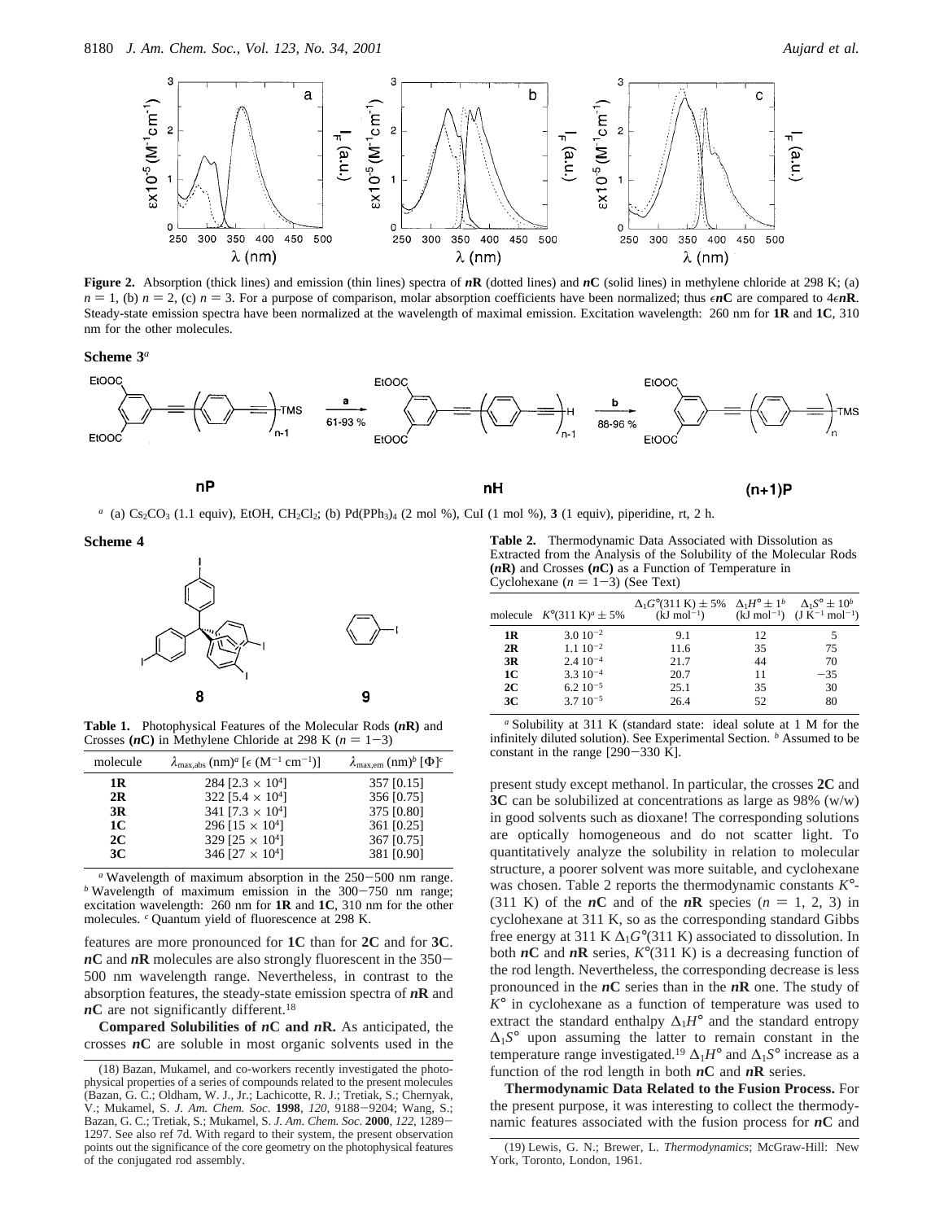**Figure 2.** Absorption (thick lines) and emission (thin lines) spectra of ***n*R** (dotted lines) and ***n*C** (solid lines) in methylene chloride at 298 K; (a) $n = 1$, (b) $n = 2$, (c) $n = 3$. For a purpose of comparison, molar absorption coefficients have been normalized; thus $\epsilon$***n*C** are compared to $4\epsilon$***n*R**. Steady-state emission spectra have been normalized at the wavelength of maximal emission. Excitation wavelength: 260 nm for **1R** and **1C**, 310 nm for the other molecules.

**Scheme 3**[a]

**nP** → (a, 61-93 %) → **nH** → (b, 88-96 %) → **(n+1)P**

[a] (a) $Cs_2CO_3$ (1.1 equiv), EtOH, $CH_2Cl_2$; (b) $Pd(PPh_3)_4$ (2 mol %), CuI (1 mol %), **3** (1 equiv), piperidine, rt, 2 h.

**Scheme 4**

**8** **9**

**Table 1.** Photophysical Features of the Molecular Rods **(*n*R)** and Crosses **(*n*C)** in Methylene Chloride at 298 K ($n = 1-3$)

| molecule | $\lambda_{max,abs}$ (nm)[a] [$\epsilon$ ($M^{-1}$ $cm^{-1}$)] | $\lambda_{max,em}$ (nm)[b] [$\Phi$][c] |
|---|---|---|
| **1R** | 284 [$2.3 \times 10^4$] | 357 [0.15] |
| **2R** | 322 [$5.4 \times 10^4$] | 356 [0.75] |
| **3R** | 341 [$7.3 \times 10^4$] | 375 [0.80] |
| **1C** | 296 [$15 \times 10^4$] | 361 [0.25] |
| **2C** | 329 [$25 \times 10^4$] | 367 [0.75] |
| **3C** | 346 [$27 \times 10^4$] | 381 [0.90] |

[a] Wavelength of maximum absorption in the 250−500 nm range. [b] Wavelength of maximum emission in the 300−750 nm range; excitation wavelength: 260 nm for **1R** and **1C**, 310 nm for the other molecules. [c] Quantum yield of fluorescence at 298 K.

features are more pronounced for **1C** than for **2C** and for **3C**. ***n*C** and ***n*R** molecules are also strongly fluorescent in the 350−500 nm wavelength range. Nevertheless, in contrast to the absorption features, the steady-state emission spectra of ***n*R** and ***n*C** are not significantly different.[18]

**Compared Solubilities of *n*C and *n*R.** As anticipated, the crosses ***n*C** are soluble in most organic solvents used in the present study except methanol. In particular, the crosses **2C** and **3C** can be solubilized at concentrations as large as 98% (w/w) in good solvents such as dioxane! The corresponding solutions are optically homogeneous and do not scatter light. To quantitatively analyze the solubility in relation to molecular structure, a poorer solvent was more suitable, and cyclohexane was chosen. Table 2 reports the thermodynamic constants $K°$(311 K) of the ***n*C** and of the ***n*R** species ($n = 1, 2, 3$) in cyclohexane at 311 K, so as the corresponding standard Gibbs free energy at 311 K $\Delta_1 G°$(311 K) associated to dissolution. In both ***n*C** and ***n*R** series, $K°$(311 K) is a decreasing function of the rod length. Nevertheless, the corresponding decrease is less pronounced in the ***n*C** series than in the ***n*R** one. The study of $K°$ in cyclohexane as a function of temperature was used to extract the standard enthalpy $\Delta_1 H°$ and the standard entropy $\Delta_1 S°$ upon assuming the latter to remain constant in the temperature range investigated.[19] $\Delta_1 H°$ and $\Delta_1 S°$ increase as a function of the rod length in both ***n*C** and ***n*R** series.

**Table 2.** Thermodynamic Data Associated with Dissolution as Extracted from the Analysis of the Solubility of the Molecular Rods **(*n*R)** and Crosses **(*n*C)** as a Function of Temperature in Cyclohexane ($n = 1-3$) (See Text)

| molecule | $K°$(311 K)[a] ± 5% | $\Delta_1 G°$(311 K) ± 5% (kJ $mol^{-1}$) | $\Delta_1 H°$ ± 1[b] (kJ $mol^{-1}$) | $\Delta_1 S°$ ± 10[b] (J $K^{-1}$ $mol^{-1}$) |
|---|---|---|---|---|
| **1R** | $3.0\ 10^{-2}$ | 9.1 | 12 | 5 |
| **2R** | $1.1\ 10^{-2}$ | 11.6 | 35 | 75 |
| **3R** | $2.4\ 10^{-4}$ | 21.7 | 44 | 70 |
| **1C** | $3.3\ 10^{-4}$ | 20.7 | 11 | −35 |
| **2C** | $6.2\ 10^{-5}$ | 25.1 | 35 | 30 |
| **3C** | $3.7\ 10^{-5}$ | 26.4 | 52 | 80 |

[a] Solubility at 311 K (standard state: ideal solute at 1 M for the infinitely diluted solution). See Experimental Section. [b] Assumed to be constant in the range [290−330 K].

**Thermodynamic Data Related to the Fusion Process.** For the present purpose, it was interesting to collect the thermodynamic features associated with the fusion process for ***n*C** and

(18) Bazan, Mukamel, and co-workers recently investigated the photophysical properties of a series of compounds related to the present molecules (Bazan, G. C.; Oldham, W. J., Jr.; Lachicotte, R. J.; Tretiak, S.; Chernyak, V.; Mukamel, S. *J. Am. Chem. Soc*. **1998**, *120*, 9188−9204; Wang, S.; Bazan, G. C.; Tretiak, S.; Mukamel, S. *J. Am. Chem. Soc*. **2000**, *122*, 1289−1297. See also ref 7d. With regard to their system, the present observation points out the significance of the core geometry on the photophysical features of the conjugated rod assembly.

(19) Lewis, G. N.; Brewer, L. *Thermodynamics*; McGraw-Hill: New York, Toronto, London, 1961.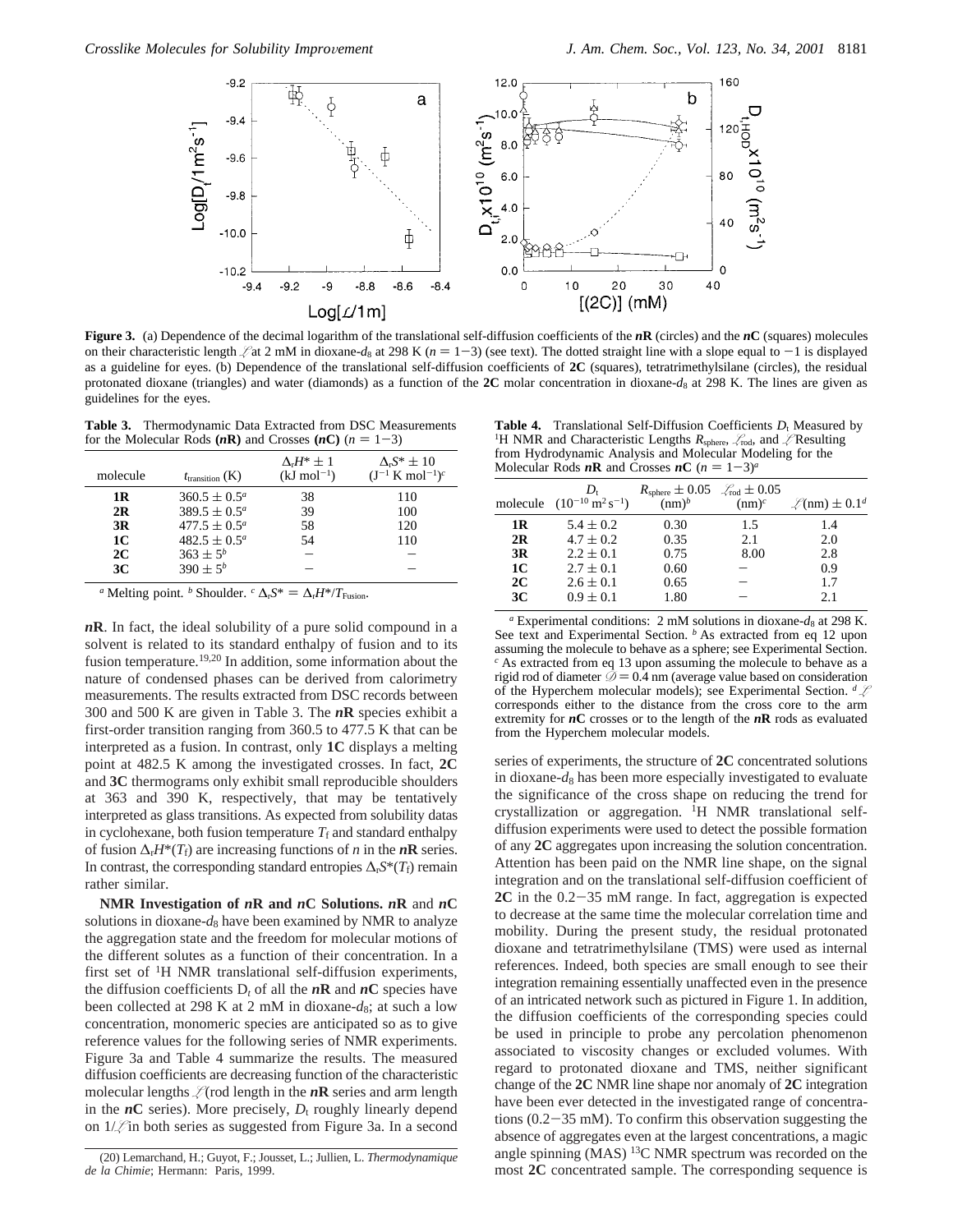**Figure 3.** (a) Dependence of the decimal logarithm of the translational self-diffusion coefficients of the ***n*R** (circles) and the ***n*C** (squares) molecules on their characteristic length $\mathscr{L}$ at 2 mM in dioxane-$d_8$ at 298 K ($n = 1-3$) (see text). The dotted straight line with a slope equal to $-1$ is displayed as a guideline for eyes. (b) Dependence of the translational self-diffusion coefficients of **2C** (squares), tetratrimethylsilane (circles), the residual protonated dioxane (triangles) and water (diamonds) as a function of the **2C** molar concentration in dioxane-$d_8$ at 298 K. The lines are given as guidelines for the eyes.

**Table 3.** Thermodynamic Data Extracted from DSC Measurements for the Molecular Rods (***n*R**) and Crosses (***n*C**) ($n = 1-3$)

| molecule | $t_{\mathrm{transition}}$ (K) | $\Delta_f H^* \pm 1$ (kJ mol$^{-1}$) | $\Delta_f S^* \pm 10$ (J$^{-1}$ K mol$^{-1}$)[c] |
|---|---|---|---|
| **1R** | $360.5 \pm 0.5$[a] | 38 | 110 |
| **2R** | $389.5 \pm 0.5$[a] | 39 | 100 |
| **3R** | $477.5 \pm 0.5$[a] | 58 | 120 |
| **1C** | $482.5 \pm 0.5$[a] | 54 | 110 |
| **2C** | $363 \pm 5$[b] | – | – |
| **3C** | $390 \pm 5$[b] | – | – |

[a] Melting point. [b] Shoulder. [c] $\Delta_f S^* = \Delta_f H^*/T_{\mathrm{Fusion}}$.

***n*R**. In fact, the ideal solubility of a pure solid compound in a solvent is related to its standard enthalpy of fusion and to its fusion temperature.[19,20] In addition, some information about the nature of condensed phases can be derived from calorimetry measurements. The results extracted from DSC records between 300 and 500 K are given in Table 3. The ***n*R** species exhibit a first-order transition ranging from 360.5 to 477.5 K that can be interpreted as a fusion. In contrast, only **1C** displays a melting point at 482.5 K among the investigated crosses. In fact, **2C** and **3C** thermograms only exhibit small reproducible shoulders at 363 and 390 K, respectively, that may be tentatively interpreted as glass transitions. As expected from solubility datas in cyclohexane, both fusion temperature $T_f$ and standard enthalpy of fusion $\Delta_f H^*(T_f)$ are increasing functions of $n$ in the ***n*R** series. In contrast, the corresponding standard entropies $\Delta_f S^*(T_f)$ remain rather similar.

**NMR Investigation of *n*R and *n*C Solutions.** ***n*R** and ***n*C** solutions in dioxane-$d_8$ have been examined by NMR to analyze the aggregation state and the freedom for molecular motions of the different solutes as a function of their concentration. In a first set of $^1$H NMR translational self-diffusion experiments, the diffusion coefficients $D_t$ of all the ***n*R** and ***n*C** species have been collected at 298 K at 2 mM in dioxane-$d_8$; at such a low concentration, monomeric species are anticipated so as to give reference values for the following series of NMR experiments. Figure 3a and Table 4 summarize the results. The measured diffusion coefficients are decreasing function of the characteristic molecular lengths $\mathscr{L}$ (rod length in the ***n*R** series and arm length in the ***n*C** series). More precisely, $D_t$ roughly linearly depend on $1/\mathscr{L}$ in both series as suggested from Figure 3a. In a second

**Table 4.** Translational Self-Diffusion Coefficients $D_t$ Measured by $^1$H NMR and Characteristic Lengths $R_{\mathrm{sphere}}$, $\mathscr{L}_{\mathrm{rod}}$, and $\mathscr{L}$ Resulting from Hydrodynamic Analysis and Molecular Modeling for the Molecular Rods ***n*R** and Crosses ***n*C** ($n = 1-3$)[a]

| molecule | $D_t$ ($10^{-10}$ m$^2$ s$^{-1}$) | $R_{\mathrm{sphere}} \pm 0.05$ (nm)[b] | $\mathscr{L}_{\mathrm{rod}} \pm 0.05$ (nm)[c] | $\mathscr{L}$(nm) $\pm$ 0.1[d] |
|---|---|---|---|---|
| **1R** | $5.4 \pm 0.2$ | 0.30 | 1.5 | 1.4 |
| **2R** | $4.7 \pm 0.2$ | 0.35 | 2.1 | 2.0 |
| **3R** | $2.2 \pm 0.1$ | 0.75 | 8.00 | 2.8 |
| **1C** | $2.7 \pm 0.1$ | 0.60 | – | 0.9 |
| **2C** | $2.6 \pm 0.1$ | 0.65 | – | 1.7 |
| **3C** | $0.9 \pm 0.1$ | 1.80 | – | 2.1 |

[a] Experimental conditions: 2 mM solutions in dioxane-$d_8$ at 298 K. See text and Experimental Section. [b] As extracted from eq 12 upon assuming the molecule to behave as a sphere; see Experimental Section. [c] As extracted from eq 13 upon assuming the molecule to behave as a rigid rod of diameter $\mathscr{D} = 0.4$ nm (average value based on consideration of the Hyperchem molecular models); see Experimental Section. [d] $\mathscr{L}$ corresponds either to the distance from the cross core to the arm extremity for ***n*C** crosses or to the length of the ***n*R** rods as evaluated from the Hyperchem molecular models.

series of experiments, the structure of **2C** concentrated solutions in dioxane-$d_8$ has been more especially investigated to evaluate the significance of the cross shape on reducing the trend for crystallization or aggregation. $^1$H NMR translational self-diffusion experiments were used to detect the possible formation of any **2C** aggregates upon increasing the solution concentration. Attention has been paid on the NMR line shape, on the signal integration and on the translational self-diffusion coefficient of **2C** in the 0.2–35 mM range. In fact, aggregation is expected to decrease at the same time the molecular correlation time and mobility. During the present study, the residual protonated dioxane and tetratrimethylsilane (TMS) were used as internal references. Indeed, both species are small enough to see their integration remaining essentially unaffected even in the presence of an intricated network such as pictured in Figure 1. In addition, the diffusion coefficients of the corresponding species could be used in principle to probe any percolation phenomenon associated to viscosity changes or excluded volumes. With regard to protonated dioxane and TMS, neither significant change of the **2C** NMR line shape nor anomaly of **2C** integration have been ever detected in the investigated range of concentrations (0.2–35 mM). To confirm this observation suggesting the absence of aggregates even at the largest concentrations, a magic angle spinning (MAS) $^{13}$C NMR spectrum was recorded on the most **2C** concentrated sample. The corresponding sequence is

(20) Lemarchand, H.; Guyot, F.; Jousset, L.; Jullien, L. *Thermodynamique de la Chimie*; Hermann: Paris, 1999.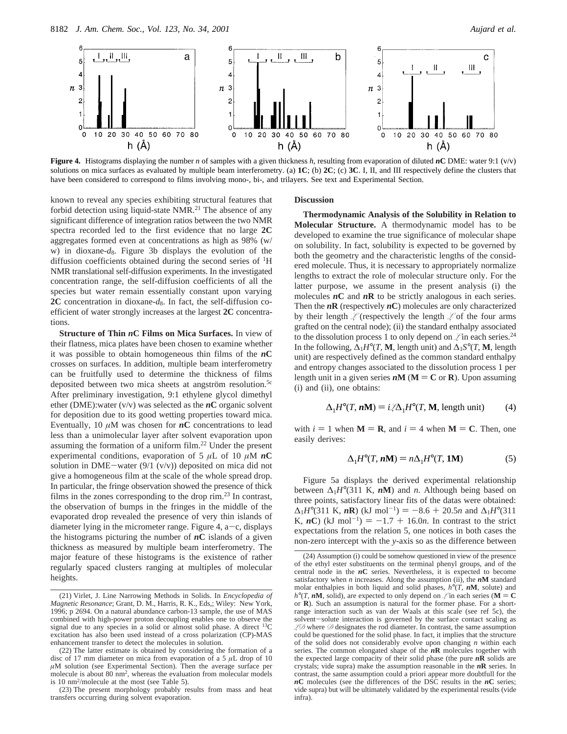**Figure 4.** Histograms displaying the number $n$ of samples with a given thickness $h$, resulting from evaporation of diluted $n$**C** DME: water 9:1 (v/v) solutions on mica surfaces as evaluated by multiple beam interferometry. (a) **1C**; (b) **2C**; (c) **3C**. I, II, and III respectively define the clusters that have been considered to correspond to films involving mono-, bi-, and trilayers. See text and Experimental Section.

known to reveal any species exhibiting structural features that forbid detection using liquid-state NMR.[21] The absence of any significant difference of integration ratios between the two NMR spectra recorded led to the first evidence that no large **2C** aggregates formed even at concentrations as high as 98% (w/w) in dioxane-$d_8$. Figure 3b displays the evolution of the diffusion coefficients obtained during the second series of $^1H$ NMR translational self-diffusion experiments. In the investigated concentration range, the self-diffusion coefficients of all the species but water remain essentially constant upon varying **2C** concentration in dioxane-$d_8$. In fact, the self-diffusion coefficient of water strongly increases at the largest **2C** concentrations.

**Structure of Thin $n$C Films on Mica Surfaces.** In view of their flatness, mica plates have been chosen to examine whether it was possible to obtain homogeneous thin films of the $n$**C** crosses on surfaces. In addition, multiple beam interferometry can be fruitfully used to determine the thickness of films deposited between two mica sheets at angström resolution.[5c] After preliminary investigation, 9:1 ethylene glycol dimethyl ether (DME):water (v/v) was selected as the $n$**C** organic solvent for deposition due to its good wetting properties toward mica. Eventually, 10 $\mu$M was chosen for $n$**C** concentrations to lead less than a unimolecular layer after solvent evaporation upon assuming the formation of a uniform film.[22] Under the present experimental conditions, evaporation of 5 $\mu$L of 10 $\mu$M $n$**C** solution in DME–water (9/1 (v/v)) deposited on mica did not give a homogeneous film at the scale of the whole spread drop. In particular, the fringe observation showed the presence of thick films in the zones corresponding to the drop rim.[23] In contrast, the observation of bumps in the fringes in the middle of the evaporated drop revealed the presence of very thin islands of diameter lying in the micrometer range. Figure 4, a–c, displays the histograms picturing the number of $n$**C** islands of a given thickness as measured by multiple beam interferometry. The major feature of these histograms is the existence of rather regularly spaced clusters ranging at multiples of molecular heights.

## Discussion

**Thermodynamic Analysis of the Solubility in Relation to Molecular Structure.** A thermodynamic model has to be developed to examine the true significance of molecular shape on solubility. In fact, solubility is expected to be governed by both the geometry and the characteristic lengths of the considered molecule. Thus, it is necessary to appropriately normalize lengths to extract the role of molecular structure only. For the latter purpose, we assume in the present analysis (i) the molecules $n$**C** and $n$**R** to be strictly analogous in each series. Then the $n$**R** (respectively $n$**C**) molecules are only characterized by their length $\mathcal{L}$ (respectively the length $\mathcal{L}$ of the four arms grafted on the central node); (ii) the standard enthalpy associated to the dissolution process 1 to only depend on $\mathcal{L}$ in each series.[24] In the following, $\Delta_1H°(T, \mathbf{M}, \text{length unit})$ and $\Delta_1S°(T, \mathbf{M}, \text{length unit})$ are respectively defined as the common standard enthalpy and entropy changes associated to the dissolution process 1 per length unit in a given series $n$**M** (**M** = **C** or **R**). Upon assuming (i) and (ii), one obtains:

$$\Delta_1H°(T, n\mathbf{M}) = i\mathcal{L}\Delta_1H°(T, \mathbf{M}, \text{length unit}) \quad (4)$$

with $i = 1$ when **M** = **R**, and $i = 4$ when **M** = **C**. Then, one easily derives:

$$\Delta_1H°(T, n\mathbf{M}) = n\Delta_1H°(T, \mathbf{1M}) \quad (5)$$

Figure 5a displays the derived experimental relationship between $\Delta_1H°(311\text{ K}, n\mathbf{M})$ and $n$. Although being based on three points, satisfactory linear fits of the datas were obtained: $\Delta_1H°(311\text{ K}, n\mathbf{R})$ (kJ mol$^{-1}$) = $-8.6 + 20.5n$ and $\Delta_1H°(311\text{ K}, n\mathbf{C})$ (kJ mol$^{-1}$) = $-1.7 + 16.0n$. In contrast to the strict expectations from the relation 5, one notices in both cases the non-zero intercept with the $y$-axis so as the difference between

(21) Virlet, J. Line Narrowing Methods in Solids. In *Encyclopedia of Magnetic Resonance*; Grant, D. M., Harris, R. K., Eds,; Wiley: New York, 1996; p 2694. On a natural abundance carbon-13 sample, the use of MAS combined with high-power proton decoupling enables one to observe the signal due to any species in a solid or almost solid phase. A direct $^{13}C$ excitation has also been used instead of a cross polarization (CP)-MAS enhancement transfer to detect the molecules in solution.

(22) The latter estimate is obtained by considering the formation of a disc of 17 mm diameter on mica from evaporation of a 5 $\mu$L drop of 10 $\mu$M solution (see Experimental Section). Then the average surface per molecule is about 80 nm$^2$, whereas the evaluation from molecular models is 10 nm$^2$/molecule at the most (see Table 5).

(23) The present morphology probably results from mass and heat transfers occurring during solvent evaporation.

(24) Assumption (i) could be somehow questioned in view of the presence of the ethyl ester substituents on the terminal phenyl groups, and of the central node in the $n$**C** series. Nevertheless, it is expected to become satisfactory when $n$ increases. Along the assumption (ii), the $n$**M** standard molar enthalpies in both liquid and solid phases, $h°(T, n\mathbf{M}, \text{solute})$ and $h°(T, n\mathbf{M}, \text{solid})$, are expected to only depend on $\mathcal{L}$ in each series (**M** = **C** or **R**). Such an assumption is natural for the former phase. For a short-range interaction such as van der Waals at this scale (see ref 5c), the solvent–solute interaction is governed by the surface contact scaling as $\mathcal{L}\mathcal{D}$ where $\mathcal{D}$ designates the rod diameter. In contrast, the same assumption could be questioned for the solid phase. In fact, it implies that the structure of the solid does not considerably evolve upon changing $n$ within each series. The common elongated shape of the $n$**R** molecules together with the expected large compacity of their solid phase (the pure $n$**R** solids are crystals; vide supra) make the assumption reasonable in the $n$**R** series. In contrast, the same assumption could a priori appear more doubtfull for the $n$**C** molecules (see the differences of the DSC results in the $n$**C** series; vide supra) but will be ultimately validated by the experimental results (vide infra).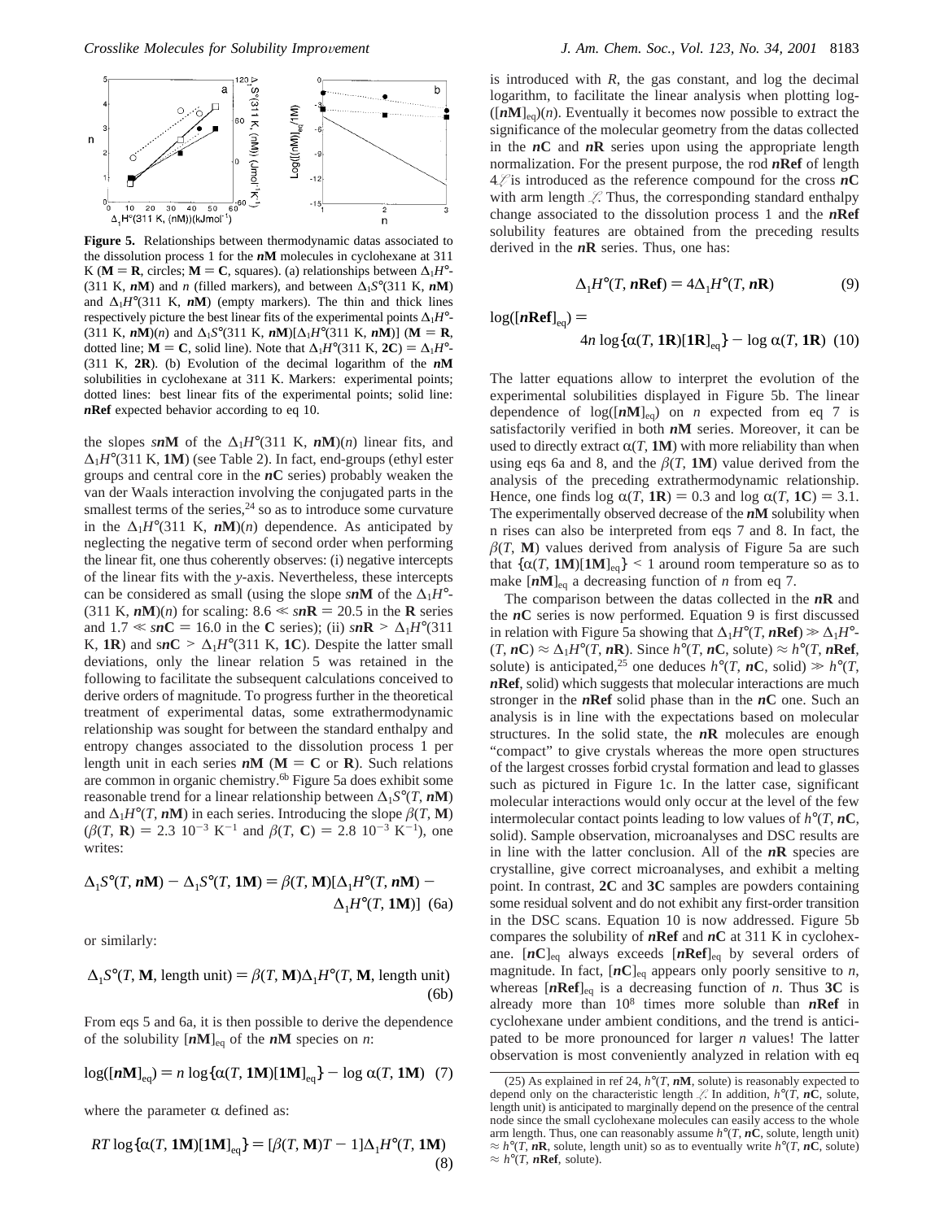**Figure 5.** Relationships between thermodynamic datas associated to the dissolution process 1 for the ***n*M** molecules in cyclohexane at 311 K (**M** = **R**, circles; **M** = **C**, squares). (a) relationships between $\Delta_1 H°$(311 K, ***n*M**) and $n$ (filled markers), and between $\Delta_1 S°$(311 K, ***n*M**) and $\Delta_1 H°$(311 K, ***n*M**) (empty markers). The thin and thick lines respectively picture the best linear fits of the experimental points $\Delta_1 H°$(311 K, ***n*M**)($n$) and $\Delta_1 S°$(311 K, ***n*M**)[$\Delta_1 H°$(311 K, ***n*M**)] (**M** = **R**, dotted line; **M** = **C**, solid line). Note that $\Delta_1 H°$(311 K, **2C**) = $\Delta_1 H°$(311 K, **2R**). (b) Evolution of the decimal logarithm of the ***n*M** solubilities in cyclohexane at 311 K. Markers: experimental points; dotted lines: best linear fits of the experimental points; solid line: ***n*Ref** expected behavior according to eq 10.

the slopes *s**n*M** of the $\Delta_1 H°$(311 K, ***n*M**)($n$) linear fits, and $\Delta_1 H°$(311 K, **1M**) (see Table 2). In fact, end-groups (ethyl ester groups and central core in the ***n*C** series) probably weaken the van der Waals interaction involving the conjugated parts in the smallest terms of the series,[24] so as to introduce some curvature in the $\Delta_1 H°$(311 K, ***n*M**)($n$) dependence. As anticipated by neglecting the negative term of second order when performing the linear fit, one thus coherently observes: (i) negative intercepts of the linear fits with the *y*-axis. Nevertheless, these intercepts can be considered as small (using the slope *s**n*M** of the $\Delta_1 H°$(311 K, ***n*M**)($n$) for scaling: $8.6 \ll s\mathbf{nR} = 20.5$ in the **R** series and $1.7 \ll s\mathbf{nC} = 16.0$ in the **C** series); (ii) *s**n*R** > $\Delta_1 H°$(311 K, **1R**) and *s**n*C** > $\Delta_1 H°$(311 K, **1C**). Despite the latter small deviations, only the linear relation 5 was retained in the following to facilitate the subsequent calculations conceived to derive orders of magnitude. To progress further in the theoretical treatment of experimental datas, some extrathermodynamic relationship was sought for between the standard enthalpy and entropy changes associated to the dissolution process 1 per length unit in each series ***n*M** (**M** = **C** or **R**). Such relations are common in organic chemistry.[6b] Figure 5a does exhibit some reasonable trend for a linear relationship between $\Delta_1 S°$($T$, ***n*M**) and $\Delta_1 H°$($T$, ***n*M**) in each series. Introducing the slope $\beta$($T$, **M**) ($\beta$($T$, **R**) = 2.3 $10^{-3}$ $K^{-1}$ and $\beta$($T$, **C**) = 2.8 $10^{-3}$ $K^{-1}$), one writes:

$$\Delta_1 S°(T, n\mathbf{M}) - \Delta_1 S°(T, \mathbf{1M}) = \beta(T, \mathbf{M})[\Delta_1 H°(T, n\mathbf{M}) - \Delta_1 H°(T, \mathbf{1M})] \quad (6a)$$

or similarly:

$$\Delta_1 S°(T, \mathbf{M}, \text{length unit}) = \beta(T, \mathbf{M})\Delta_1 H°(T, \mathbf{M}, \text{length unit}) \quad (6b)$$

From eqs 5 and 6a, it is then possible to derive the dependence of the solubility [***n*M**]$_{eq}$ of the ***n*M** species on $n$:

$$\log([n\mathbf{M}]_{eq}) = n \log\{\alpha(T, \mathbf{1M})[\mathbf{1M}]_{eq}\} - \log \alpha(T, \mathbf{1M}) \quad (7)$$

where the parameter $\alpha$ defined as:

$$RT \log\{\alpha(T, \mathbf{1M})[\mathbf{1M}]_{eq}\} = [\beta(T, \mathbf{M})T - 1]\Delta_1 H°(T, \mathbf{1M}) \quad (8)$$

is introduced with $R$, the gas constant, and log the decimal logarithm, to facilitate the linear analysis when plotting log([***n*M**]$_{eq}$)($n$). Eventually it becomes now possible to extract the significance of the molecular geometry from the datas collected in the ***n*C** and ***n*R** series upon using the appropriate length normalization. For the present purpose, the rod ***n*Ref** of length $4\mathcal{L}$ is introduced as the reference compound for the cross ***n*C** with arm length $\mathcal{L}$. Thus, the corresponding standard enthalpy change associated to the dissolution process 1 and the ***n*Ref** solubility features are obtained from the preceding results derived in the ***n*R** series. Thus, one has:

$$\Delta_1 H°(T, n\mathbf{Ref}) = 4\Delta_1 H°(T, n\mathbf{R}) \quad (9)$$

$$\log([n\mathbf{Ref}]_{eq}) = 4n \log\{\alpha(T, \mathbf{1R})[\mathbf{1R}]_{eq}\} - \log \alpha(T, \mathbf{1R}) \quad (10)$$

The latter equations allow to interpret the evolution of the experimental solubilities displayed in Figure 5b. The linear dependence of log([***n*M**]$_{eq}$) on $n$ expected from eq 7 is satisfactorily verified in both ***n*M** series. Moreover, it can be used to directly extract $\alpha$($T$, **1M**) with more reliability than when using eqs 6a and 8, and the $\beta$($T$, **1M**) value derived from the analysis of the preceding extrathermodynamic relationship. Hence, one finds log $\alpha$($T$, **1R**) = 0.3 and log $\alpha$($T$, **1C**) = 3.1. The experimentally observed decrease of the ***n*M** solubility when n rises can also be interpreted from eqs 7 and 8. In fact, the $\beta$($T$, **M**) values derived from analysis of Figure 5a are such that {$\alpha$($T$, **1M**)[**1M**]$_{eq}$} < 1 around room temperature so as to make [***n*M**]$_{eq}$ a decreasing function of $n$ from eq 7.

The comparison between the datas collected in the ***n*R** and the ***n*C** series is now performed. Equation 9 is first discussed in relation with Figure 5a showing that $\Delta_1 H°$($T$, ***n*Ref**) $\gg$ $\Delta_1 H°$($T$, ***n*C**) $\approx$ $\Delta_1 H°$($T$, ***n*R**). Since $h°$($T$, ***n*C**, solute) $\approx$ $h°$($T$, ***n*Ref**, solute) are anticipated,[25] one deduces $h°$($T$, ***n*C**, solid) $\gg$ $h°$($T$, ***n*Ref**, solid) which suggests that molecular interactions are much stronger in the ***n*Ref** solid phase than in the ***n*C** one. Such an analysis is in line with the expectations based on molecular structures. In the solid state, the ***n*R** molecules are enough "compact" to give crystals whereas the more open structures of the largest crosses forbid crystal formation and lead to glasses such as pictured in Figure 1c. In the latter case, significant molecular interactions would only occur at the level of the few intermolecular contact points leading to low values of $h°$($T$, ***n*C**, solid). Sample observation, microanalyses and DSC results are in line with the latter conclusion. All of the ***n*R** species are crystalline, give correct microanalyses, and exhibit a melting point. In contrast, **2C** and **3C** samples are powders containing some residual solvent and do not exhibit any first-order transition in the DSC scans. Equation 10 is now addressed. Figure 5b compares the solubility of ***n*Ref** and ***n*C** at 311 K in cyclohexane. [***n*C**]$_{eq}$ always exceeds [***n*Ref**]$_{eq}$ by several orders of magnitude. In fact, [***n*C**]$_{eq}$ appears only poorly sensitive to $n$, whereas [***n*Ref**]$_{eq}$ is a decreasing function of $n$. Thus **3C** is already more than $10^8$ times more soluble than ***n*Ref** in cyclohexane under ambient conditions, and the trend is anticipated to be more pronounced for larger $n$ values! The latter observation is most conveniently analyzed in relation with eq

(25) As explained in ref 24, $h°$($T$, ***n*M**, solute) is reasonably expected to depend only on the characteristic length $\mathcal{L}$. In addition, $h°$($T$, ***n*C**, solute, length unit) is anticipated to marginally depend on the presence of the central node since the small cyclohexane molecules can easily access to the whole arm length. Thus, one can reasonably assume $h°$($T$, ***n*C**, solute, length unit) $\approx$ $h°$($T$, ***n*R**, solute, length unit) so as to eventually write $h°$($T$, ***n*C**, solute) $\approx$ $h°$($T$, ***n*Ref**, solute).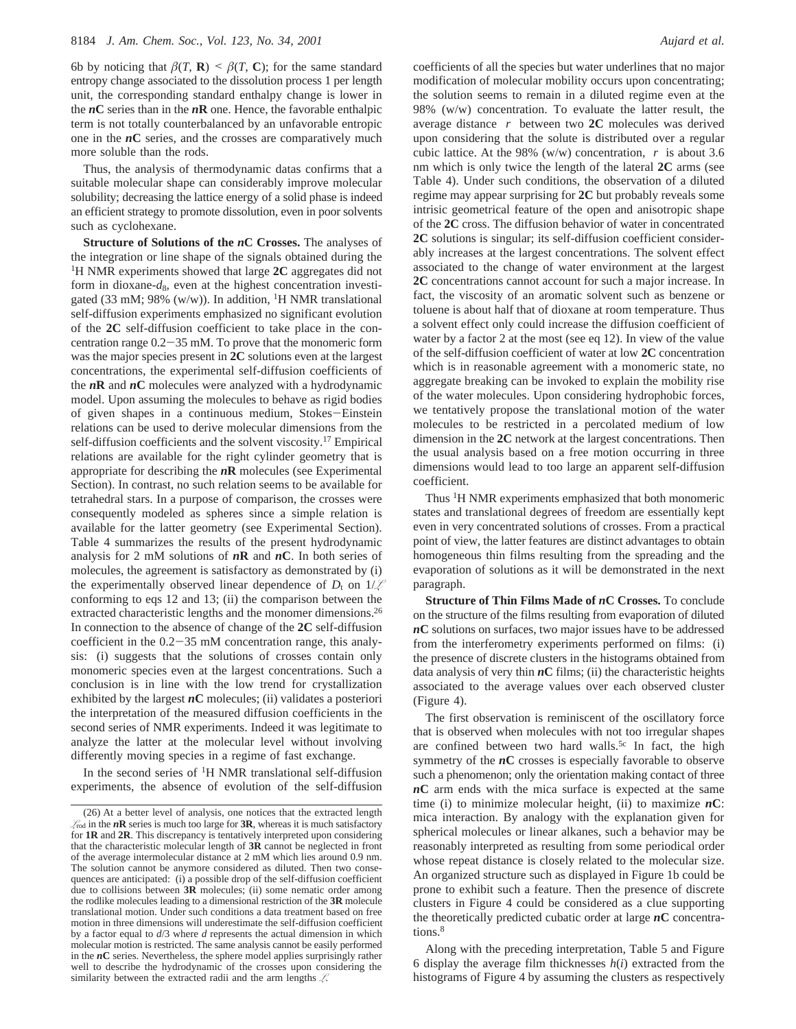6b by noticing that $\beta(T, \mathbf{R}) < \beta(T, \mathbf{C})$; for the same standard entropy change associated to the dissolution process 1 per length unit, the corresponding standard enthalpy change is lower in the ***n*C** series than in the ***n*R** one. Hence, the favorable enthalpic term is not totally counterbalanced by an unfavorable entropic one in the ***n*C** series, and the crosses are comparatively much more soluble than the rods.

Thus, the analysis of thermodynamic datas confirms that a suitable molecular shape can considerably improve molecular solubility; decreasing the lattice energy of a solid phase is indeed an efficient strategy to promote dissolution, even in poor solvents such as cyclohexane.

**Structure of Solutions of the *n*C Crosses.** The analyses of the integration or line shape of the signals obtained during the $^1$H NMR experiments showed that large **2C** aggregates did not form in dioxane-$d_8$, even at the highest concentration investigated (33 mM; 98% (w/w)). In addition, $^1$H NMR translational self-diffusion experiments emphasized no significant evolution of the **2C** self-diffusion coefficient to take place in the concentration range 0.2−35 mM. To prove that the monomeric form was the major species present in **2C** solutions even at the largest concentrations, the experimental self-diffusion coefficients of the ***n*R** and ***n*C** molecules were analyzed with a hydrodynamic model. Upon assuming the molecules to behave as rigid bodies of given shapes in a continuous medium, Stokes−Einstein relations can be used to derive molecular dimensions from the self-diffusion coefficients and the solvent viscosity.[17] Empirical relations are available for the right cylinder geometry that is appropriate for describing the ***n*R** molecules (see Experimental Section). In contrast, no such relation seems to be available for tetrahedral stars. In a purpose of comparison, the crosses were consequently modeled as spheres since a simple relation is available for the latter geometry (see Experimental Section). Table 4 summarizes the results of the present hydrodynamic analysis for 2 mM solutions of ***n*R** and ***n*C**. In both series of molecules, the agreement is satisfactory as demonstrated by (i) the experimentally observed linear dependence of $D_t$ on $1/\mathscr{L}$ conforming to eqs 12 and 13; (ii) the comparison between the extracted characteristic lengths and the monomer dimensions.[26] In connection to the absence of change of the **2C** self-diffusion coefficient in the 0.2−35 mM concentration range, this analysis: (i) suggests that the solutions of crosses contain only monomeric species even at the largest concentrations. Such a conclusion is in line with the low trend for crystallization exhibited by the largest ***n*C** molecules; (ii) validates a posteriori the interpretation of the measured diffusion coefficients in the second series of NMR experiments. Indeed it was legitimate to analyze the latter at the molecular level without involving differently moving species in a regime of fast exchange.

In the second series of $^1$H NMR translational self-diffusion experiments, the absence of evolution of the self-diffusion coefficients of all the species but water underlines that no major modification of molecular mobility occurs upon concentrating; the solution seems to remain in a diluted regime even at the 98% (w/w) concentration. To evaluate the latter result, the average distance $\langle r \rangle$ between two **2C** molecules was derived upon considering that the solute is distributed over a regular cubic lattice. At the 98% (w/w) concentration, $\langle r \rangle$ is about 3.6 nm which is only twice the length of the lateral **2C** arms (see Table 4). Under such conditions, the observation of a diluted regime may appear surprising for **2C** but probably reveals some intrinsic geometrical feature of the open and anisotropic shape of the **2C** cross. The diffusion behavior of water in concentrated **2C** solutions is singular; its self-diffusion coefficient considerably increases at the largest concentrations. The solvent effect associated to the change of water environment at the largest **2C** concentrations cannot account for such a major increase. In fact, the viscosity of an aromatic solvent such as benzene or toluene is about half that of dioxane at room temperature. Thus a solvent effect only could increase the diffusion coefficient of water by a factor 2 at the most (see eq 12). In view of the value of the self-diffusion coefficient of water at low **2C** concentration which is in reasonable agreement with a monomeric state, no aggregate breaking can be invoked to explain the mobility rise of the water molecules. Upon considering hydrophobic forces, we tentatively propose the translational motion of the water molecules to be restricted in a percolated medium of low dimension in the **2C** network at the largest concentrations. Then the usual analysis based on a free motion occurring in three dimensions would lead to too large an apparent self-diffusion coefficient.

Thus $^1$H NMR experiments emphasized that both monomeric states and translational degrees of freedom are essentially kept even in very concentrated solutions of crosses. From a practical point of view, the latter features are distinct advantages to obtain homogeneous thin films resulting from the spreading and the evaporation of solutions as it will be demonstrated in the next paragraph.

**Structure of Thin Films Made of *n*C Crosses.** To conclude on the structure of the films resulting from evaporation of diluted ***n*C** solutions on surfaces, two major issues have to be addressed from the interferometry experiments performed on films: (i) the presence of discrete clusters in the histograms obtained from data analysis of very thin ***n*C** films; (ii) the characteristic heights associated to the average values over each observed cluster (Figure 4).

The first observation is reminiscent of the oscillatory force that is observed when molecules with not too irregular shapes are confined between two hard walls.[5c] In fact, the high symmetry of the ***n*C** crosses is especially favorable to observe such a phenomenon; only the orientation making contact of three ***n*C** arm ends with the mica surface is expected at the same time (i) to minimize molecular height, (ii) to maximize ***n*C**: mica interaction. By analogy with the explanation given for spherical molecules or linear alkanes, such a behavior may be reasonably interpreted as resulting from some periodical order whose repeat distance is closely related to the molecular size. An organized structure such as displayed in Figure 1b could be prone to exhibit such a feature. Then the presence of discrete clusters in Figure 4 could be considered as a clue supporting the theoretically predicted cubatic order at large ***n*C** concentrations.[8]

Along with the preceding interpretation, Table 5 and Figure 6 display the average film thicknesses $h(i)$ extracted from the histograms of Figure 4 by assuming the clusters as respectively

(26) At a better level of analysis, one notices that the extracted length $\mathscr{L}_{rod}$ in the ***n*R** series is much too large for **3R**, whereas it is much satisfactory for **1R** and **2R**. This discrepancy is tentatively interpreted upon considering that the characteristic molecular length of **3R** cannot be neglected in front of the average intermolecular distance at 2 mM which lies around 0.9 nm. The solution cannot be anymore considered as diluted. Then two consequences are anticipated: (i) a possible drop of the self-diffusion coefficient due to collisions between **3R** molecules; (ii) some nematic order among the rodlike molecules leading to a dimensional restriction of the **3R** molecule translational motion. Under such conditions a data treatment based on free motion in three dimensions will underestimate the self-diffusion coefficient by a factor equal to $d/3$ where $d$ represents the actual dimension in which molecular motion is restricted. The same analysis cannot be easily performed in the ***n*C** series. Nevertheless, the sphere model applies surprisingly rather well to describe the hydrodynamic of the crosses upon considering the similarity between the extracted radii and the arm lengths $\mathscr{L}$.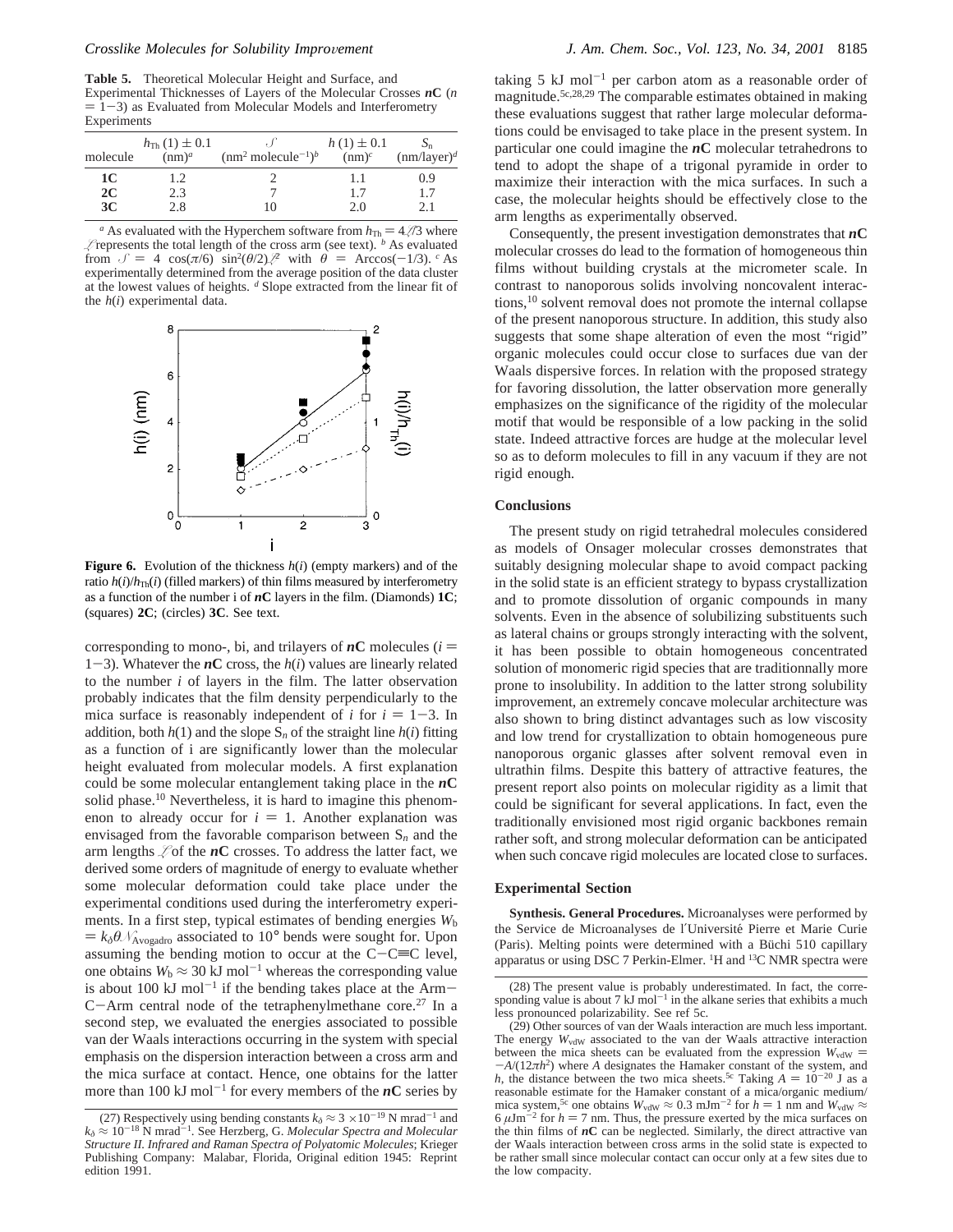**Table 5.** Theoretical Molecular Height and Surface, and Experimental Thicknesses of Layers of the Molecular Crosses ***n*C** ($n = 1-3$) as Evaluated from Molecular Models and Interferometry Experiments

| molecule | $h_{Th}$ (1) ± 0.1 (nm)[a] | $\mathcal{S}$ (nm² molecule⁻¹)[b] | $h$ (1) ± 0.1 (nm)[c] | $S_n$ (nm/layer)[d] |
|---|---|---|---|---|
| **1C** | 1.2 | 2 | 1.1 | 0.9 |
| **2C** | 2.3 | 7 | 1.7 | 1.7 |
| **3C** | 2.8 | 10 | 2.0 | 2.1 |

[a] As evaluated with the Hyperchem software from $h_{Th} = 4\mathcal{L}/3$ where $\mathcal{L}$ represents the total length of the cross arm (see text). [b] As evaluated from $\mathcal{S} = 4\cos(\pi/6)\sin^2(\theta/2)\mathcal{L}^2$ with $\theta = \mathrm{Arccos}(-1/3)$. [c] As experimentally determined from the average position of the data cluster at the lowest values of heights. [d] Slope extracted from the linear fit of the $h(i)$ experimental data.

h(i) (nm)
h(i)/h_Th(i)
i
0 1 2 3
0 2 4 6 8
0 1 2

**Figure 6.** Evolution of the thickness $h(i)$ (empty markers) and of the ratio $h(i)/h_{Th}(i)$ (filled markers) of thin films measured by interferometry as a function of the number i of ***n*C** layers in the film. (Diamonds) **1C**; (squares) **2C**; (circles) **3C**. See text.

corresponding to mono-, bi, and trilayers of ***n*C** molecules ($i = 1-3$). Whatever the ***n*C** cross, the $h(i)$ values are linearly related to the number $i$ of layers in the film. The latter observation probably indicates that the film density perpendicularly to the mica surface is reasonably independent of $i$ for $i = 1-3$. In addition, both $h(1)$ and the slope $S_n$ of the straight line $h(i)$ fitting as a function of i are significantly lower than the molecular height evaluated from molecular models. A first explanation could be some molecular entanglement taking place in the ***n*C** solid phase.[10] Nevertheless, it is hard to imagine this phenomenon to already occur for $i = 1$. Another explanation was envisaged from the favorable comparison between $S_n$ and the arm lengths $\mathcal{L}$ of the ***n*C** crosses. To address the latter fact, we derived some orders of magnitude of energy to evaluate whether some molecular deformation could take place under the experimental conditions used during the interferometry experiments. In a first step, typical estimates of bending energies $W_b = k_\delta \theta \mathcal{N}_{Avogadro}$ associated to 10° bends were sought for. Upon assuming the bending motion to occur at the C−C≡C level, one obtains $W_b \approx 30$ kJ mol⁻¹ whereas the corresponding value is about 100 kJ mol⁻¹ if the bending takes place at the Arm−C−Arm central node of the tetraphenylmethane core.[27] In a second step, we evaluated the energies associated to possible van der Waals interactions occurring in the system with special emphasis on the dispersion interaction between a cross arm and the mica surface at contact. Hence, one obtains for the latter more than 100 kJ mol⁻¹ for every members of the ***n*C** series by taking 5 kJ mol⁻¹ per carbon atom as a reasonable order of magnitude.[5c,28,29] The comparable estimates obtained in making these evaluations suggest that rather large molecular deformations could be envisaged to take place in the present system. In particular one could imagine the ***n*C** molecular tetrahedrons to tend to adopt the shape of a trigonal pyramide in order to maximize their interaction with the mica surfaces. In such a case, the molecular heights should be effectively close to the arm lengths as experimentally observed.

Consequently, the present investigation demonstrates that ***n*C** molecular crosses do lead to the formation of homogeneous thin films without building crystals at the micrometer scale. In contrast to nanoporous solids involving noncovalent interactions,[10] solvent removal does not promote the internal collapse of the present nanoporous structure. In addition, this study also suggests that some shape alteration of even the most "rigid" organic molecules could occur close to surfaces due van der Waals dispersive forces. In relation with the proposed strategy for favoring dissolution, the latter observation more generally emphasizes on the significance of the rigidity of the molecular motif that would be responsible of a low packing in the solid state. Indeed attractive forces are hudge at the molecular level so as to deform molecules to fill in any vacuum if they are not rigid enough.

## Conclusions

The present study on rigid tetrahedral molecules considered as models of Onsager molecular crosses demonstrates that suitably designing molecular shape to avoid compact packing in the solid state is an efficient strategy to bypass crystallization and to promote dissolution of organic compounds in many solvents. Even in the absence of solubilizing substituents such as lateral chains or groups strongly interacting with the solvent, it has been possible to obtain homogeneous concentrated solution of monomeric rigid species that are traditionnally more prone to insolubility. In addition to the latter strong solubility improvement, an extremely concave molecular architecture was also shown to bring distinct advantages such as low viscosity and low trend for crystallization to obtain homogeneous pure nanoporous organic glasses after solvent removal even in ultrathin films. Despite this battery of attractive features, the present report also points on molecular rigidity as a limit that could be significant for several applications. In fact, even the traditionally envisioned most rigid organic backbones remain rather soft, and strong molecular deformation can be anticipated when such concave rigid molecules are located close to surfaces.

## Experimental Section

**Synthesis. General Procedures.** Microanalyses were performed by the Service de Microanalyses de l'Université Pierre et Marie Curie (Paris). Melting points were determined with a Büchi 510 capillary apparatus or using DSC 7 Perkin-Elmer. ¹H and ¹³C NMR spectra were

(27) Respectively using bending constants $k_\delta \approx 3 \times 10^{-19}$ N mrad⁻¹ and $k_\delta \approx 10^{-18}$ N mrad⁻¹. See Herzberg, G. *Molecular Spectra and Molecular Structure II. Infrared and Raman Spectra of Polyatomic Molecules*; Krieger Publishing Company: Malabar, Florida, Original edition 1945: Reprint edition 1991.

(28) The present value is probably underestimated. In fact, the corresponding value is about 7 kJ mol⁻¹ in the alkane series that exhibits a much less pronounced polarizability. See ref 5c.

(29) Other sources of van der Waals interaction are much less important. The energy $W_{vdW}$ associated to the van der Waals attractive interaction between the mica sheets can be evaluated from the expression $W_{vdW} = -A/(12\pi h^2)$ where $A$ designates the Hamaker constant of the system, and $h$, the distance between the two mica sheets.[5c] Taking $A = 10^{-20}$ J as a reasonable estimate for the Hamaker constant of a mica/organic medium/mica system,[5c] one obtains $W_{vdW} \approx 0.3$ mJm⁻² for $h = 1$ nm and $W_{vdW} \approx 6\ \mu$Jm⁻² for $h = 7$ nm. Thus, the pressure exerted by the mica surfaces on the thin films of ***n*C** can be neglected. Similarly, the direct attractive van der Waals interaction between cross arms in the solid state is expected to be rather small since molecular contact can occur only at a few sites due to the low compacity.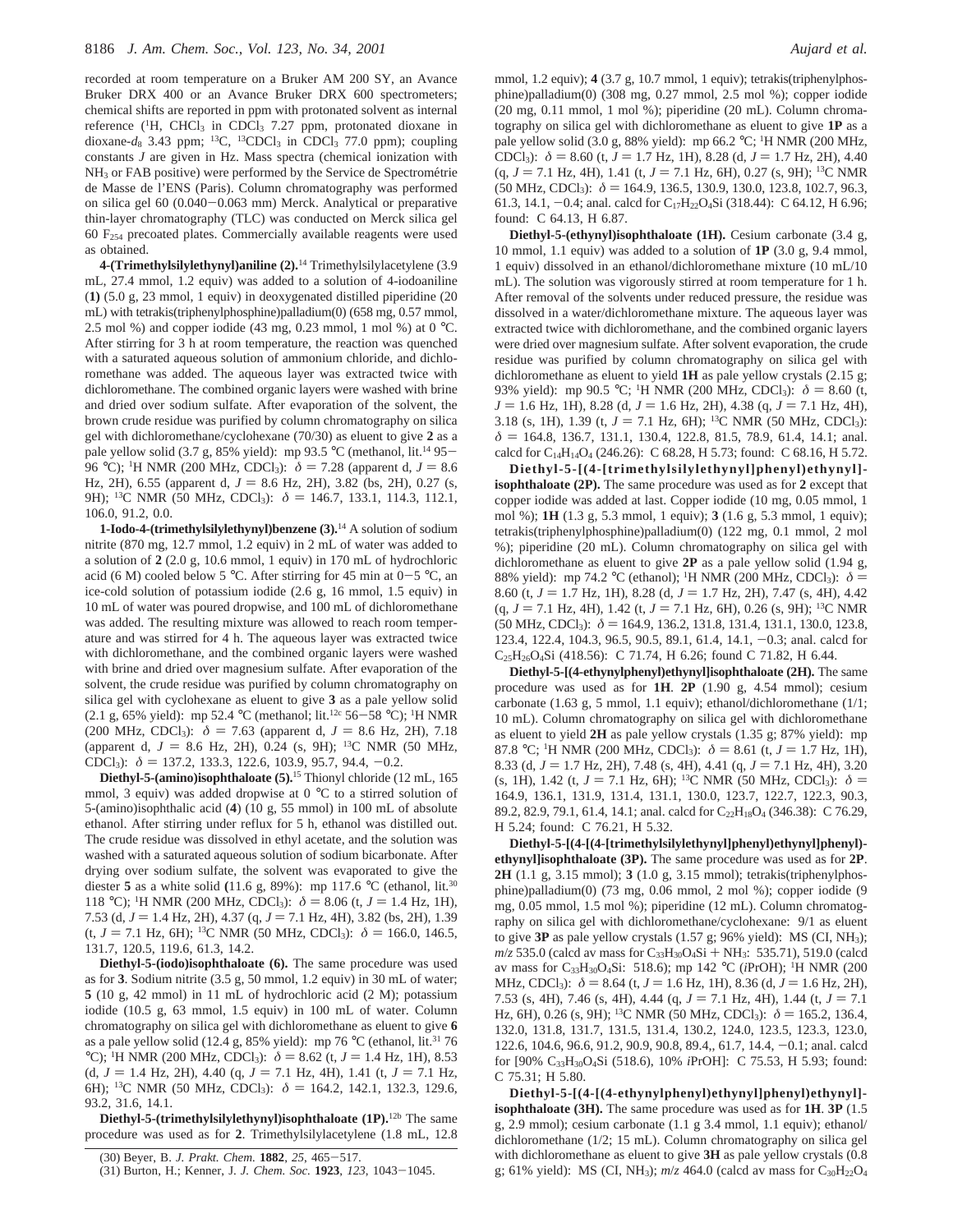recorded at room temperature on a Bruker AM 200 SY, an Avance Bruker DRX 400 or an Avance Bruker DRX 600 spectrometers; chemical shifts are reported in ppm with protonated solvent as internal reference ($^1$H, $CHCl_3$ in $CDCl_3$ 7.27 ppm, protonated dioxane in dioxane-$d_8$ 3.43 ppm; $^{13}$C, $^{13}CDCl_3$ in $CDCl_3$ 77.0 ppm); coupling constants $J$ are given in Hz. Mass spectra (chemical ionization with $NH_3$ or FAB positive) were performed by the Service de Spectrométrie de Masse de l'ENS (Paris). Column chromatography was performed on silica gel 60 (0.040−0.063 mm) Merck. Analytical or preparative thin-layer chromatography (TLC) was conducted on Merck silica gel 60 $F_{254}$ precoated plates. Commercially available reagents were used as obtained.

**4-(Trimethylsilylethynyl)aniline (2).**[14] Trimethylsilylacetylene (3.9 mL, 27.4 mmol, 1.2 equiv) was added to a solution of 4-iodoaniline (**1**) (5.0 g, 23 mmol, 1 equiv) in deoxygenated distilled piperidine (20 mL) with tetrakis(triphenylphosphine)palladium(0) (658 mg, 0.57 mmol, 2.5 mol %) and copper iodide (43 mg, 0.23 mmol, 1 mol %) at 0 °C. After stirring for 3 h at room temperature, the reaction was quenched with a saturated aqueous solution of ammonium chloride, and dichloromethane was added. The aqueous layer was extracted twice with dichloromethane. The combined organic layers were washed with brine and dried over sodium sulfate. After evaporation of the solvent, the brown crude residue was purified by column chromatography on silica gel with dichloromethane/cyclohexane (70/30) as eluent to give **2** as a pale yellow solid (3.7 g, 85% yield): mp 93.5 °C (methanol, lit.[14] 95−96 °C); $^1$H NMR (200 MHz, $CDCl_3$): $\delta$ = 7.28 (apparent d, $J$ = 8.6 Hz, 2H), 6.55 (apparent d, $J$ = 8.6 Hz, 2H), 3.82 (bs, 2H), 0.27 (s, 9H); $^{13}$C NMR (50 MHz, $CDCl_3$): $\delta$ = 146.7, 133.1, 114.3, 112.1, 106.0, 91.2, 0.0.

**1-Iodo-4-(trimethylsilylethynyl)benzene (3).**[14] A solution of sodium nitrite (870 mg, 12.7 mmol, 1.2 equiv) in 2 mL of water was added to a solution of **2** (2.0 g, 10.6 mmol, 1 equiv) in 170 mL of hydrochloric acid (6 M) cooled below 5 °C. After stirring for 45 min at 0−5 °C, an ice-cold solution of potassium iodide (2.6 g, 16 mmol, 1.5 equiv) in 10 mL of water was poured dropwise, and 100 mL of dichloromethane was added. The resulting mixture was allowed to reach room temperature and was stirred for 4 h. The aqueous layer was extracted twice with dichloromethane, and the combined organic layers were washed with brine and dried over magnesium sulfate. After evaporation of the solvent, the crude residue was purified by column chromatography on silica gel with cyclohexane as eluent to give **3** as a pale yellow solid (2.1 g, 65% yield): mp 52.4 °C (methanol; lit.[12c] 56−58 °C); $^1$H NMR (200 MHz, $CDCl_3$): $\delta$ = 7.63 (apparent d, $J$ = 8.6 Hz, 2H), 7.18 (apparent d, $J$ = 8.6 Hz, 2H), 0.24 (s, 9H); $^{13}$C NMR (50 MHz, $CDCl_3$): $\delta$ = 137.2, 133.3, 122.6, 103.9, 95.7, 94.4, −0.2.

**Diethyl-5-(amino)isophthaloate (5).**[15] Thionyl chloride (12 mL, 165 mmol, 3 equiv) was added dropwise at 0 °C to a stirred solution of 5-(amino)isophthalic acid (**4**) (10 g, 55 mmol) in 100 mL of absolute ethanol. After stirring under reflux for 5 h, ethanol was distilled out. The crude residue was dissolved in ethyl acetate, and the solution was washed with a saturated aqueous solution of sodium bicarbonate. After drying over sodium sulfate, the solvent was evaporated to give the diester **5** as a white solid **(**11.6 g, 89%): mp 117.6 °C (ethanol, lit.[30] 118 °C); $^1$H NMR (200 MHz, $CDCl_3$): $\delta$ = 8.06 (t, $J$ = 1.4 Hz, 1H), 7.53 (d, $J$ = 1.4 Hz, 2H), 4.37 (q, $J$ = 7.1 Hz, 4H), 3.82 (bs, 2H), 1.39 (t, $J$ = 7.1 Hz, 6H); $^{13}$C NMR (50 MHz, $CDCl_3$): $\delta$ = 166.0, 146.5, 131.7, 120.5, 119.6, 61.3, 14.2.

**Diethyl-5-(iodo)isophthaloate (6).** The same procedure was used as for **3**. Sodium nitrite (3.5 g, 50 mmol, 1.2 equiv) in 30 mL of water; **5** (10 g, 42 mmol) in 11 mL of hydrochloric acid (2 M); potassium iodide (10.5 g, 63 mmol, 1.5 equiv) in 100 mL of water. Column chromatography on silica gel with dichloromethane as eluent to give **6** as a pale yellow solid (12.4 g, 85% yield): mp 76 °C (ethanol, lit.[31] 76 °C); $^1$H NMR (200 MHz, $CDCl_3$): $\delta$ = 8.62 (t, $J$ = 1.4 Hz, 1H), 8.53 (d, $J$ = 1.4 Hz, 2H), 4.40 (q, $J$ = 7.1 Hz, 4H), 1.41 (t, $J$ = 7.1 Hz, 6H); $^{13}$C NMR (50 MHz, $CDCl_3$): $\delta$ = 164.2, 142.1, 132.3, 129.6, 93.2, 31.6, 14.1.

**Diethyl-5-(trimethylsilylethynyl)isophthaloate (1P).**[12b] The same procedure was used as for **2**. Trimethylsilylacetylene (1.8 mL, 12.8 mmol, 1.2 equiv); **4** (3.7 g, 10.7 mmol, 1 equiv); tetrakis(triphenylphosphine)palladium(0) (308 mg, 0.27 mmol, 2.5 mol %); copper iodide (20 mg, 0.11 mmol, 1 mol %); piperidine (20 mL). Column chromatography on silica gel with dichloromethane as eluent to give **1P** as a pale yellow solid (3.0 g, 88% yield): mp 66.2 °C; $^1$H NMR (200 MHz, $CDCl_3$): $\delta$ = 8.60 (t, $J$ = 1.7 Hz, 1H), 8.28 (d, $J$ = 1.7 Hz, 2H), 4.40 (q, $J$ = 7.1 Hz, 4H), 1.41 (t, $J$ = 7.1 Hz, 6H), 0.27 (s, 9H); $^{13}$C NMR (50 MHz, $CDCl_3$): $\delta$ = 164.9, 136.5, 130.9, 130.0, 123.8, 102.7, 96.3, 61.3, 14.1, −0.4; anal. calcd for $C_{17}H_{22}O_4Si$ (318.44): C 64.12, H 6.96; found: C 64.13, H 6.87.

**Diethyl-5-(ethynyl)isophthaloate (1H).** Cesium carbonate (3.4 g, 10 mmol, 1.1 equiv) was added to a solution of **1P** (3.0 g, 9.4 mmol, 1 equiv) dissolved in an ethanol/dichloromethane mixture (10 mL/10 mL). The solution was vigorously stirred at room temperature for 1 h. After removal of the solvents under reduced pressure, the residue was dissolved in a water/dichloromethane mixture. The aqueous layer was extracted twice with dichloromethane, and the combined organic layers were dried over magnesium sulfate. After solvent evaporation, the crude residue was purified by column chromatography on silica gel with dichloromethane as eluent to yield **1H** as pale yellow crystals (2.15 g; 93% yield): mp 90.5 °C; $^1$H NMR (200 MHz, $CDCl_3$): $\delta$ = 8.60 (t, $J$ = 1.6 Hz, 1H), 8.28 (d, $J$ = 1.6 Hz, 2H), 4.38 (q, $J$ = 7.1 Hz, 4H), 3.18 (s, 1H), 1.39 (t, $J$ = 7.1 Hz, 6H); $^{13}$C NMR (50 MHz, $CDCl_3$): $\delta$ = 164.8, 136.7, 131.1, 130.4, 122.8, 81.5, 78.9, 61.4, 14.1; anal. calcd for $C_{14}H_{14}O_4$ (246.26): C 68.28, H 5.73; found: C 68.16, H 5.72.

**Diethyl-5-[(4-[trimethylsilylethynyl]phenyl)ethynyl]isophthaloate (2P).** The same procedure was used as for **2** except that copper iodide was added at last. Copper iodide (10 mg, 0.05 mmol, 1 mol %); **1H** (1.3 g, 5.3 mmol, 1 equiv); **3** (1.6 g, 5.3 mmol, 1 equiv); tetrakis(triphenylphosphine)palladium(0) (122 mg, 0.1 mmol, 2 mol %); piperidine (20 mL). Column chromatography on silica gel with dichloromethane as eluent to give **2P** as a pale yellow solid (1.94 g, 88% yield): mp 74.2 °C (ethanol); $^1$H NMR (200 MHz, $CDCl_3$): $\delta$ = 8.60 (t, $J$ = 1.7 Hz, 1H), 8.28 (d, $J$ = 1.7 Hz, 2H), 7.47 (s, 4H), 4.42 (q, $J$ = 7.1 Hz, 4H), 1.42 (t, $J$ = 7.1 Hz, 6H), 0.26 (s, 9H); $^{13}$C NMR (50 MHz, $CDCl_3$): $\delta$ = 164.9, 136.2, 131.8, 131.4, 131.1, 130.0, 123.8, 123.4, 122.4, 104.3, 96.5, 90.5, 89.1, 61.4, 14.1, −0.3; anal. calcd for $C_{25}H_{26}O_4Si$ (418.56): C 71.74, H 6.26; found C 71.82, H 6.44.

**Diethyl-5-[(4-ethynylphenyl)ethynyl]isophthaloate (2H).** The same procedure was used as for **1H**. **2P** (1.90 g, 4.54 mmol); cesium carbonate (1.63 g, 5 mmol, 1.1 equiv); ethanol/dichloromethane (1/1; 10 mL). Column chromatography on silica gel with dichloromethane as eluent to yield **2H** as pale yellow crystals (1.35 g; 87% yield): mp 87.8 °C; $^1$H NMR (200 MHz, $CDCl_3$): $\delta$ = 8.61 (t, $J$ = 1.7 Hz, 1H), 8.33 (d, $J$ = 1.7 Hz, 2H), 7.48 (s, 4H), 4.41 (q, $J$ = 7.1 Hz, 4H), 3.20 (s, 1H), 1.42 (t, $J$ = 7.1 Hz, 6H); $^{13}$C NMR (50 MHz, $CDCl_3$): $\delta$ = 164.9, 136.1, 131.9, 131.4, 131.1, 130.0, 123.7, 122.7, 122.3, 90.3, 89.2, 82.9, 79.1, 61.4, 14.1; anal. calcd for $C_{22}H_{18}O_4$ (346.38): C 76.29, H 5.24; found: C 76.21, H 5.32.

**Diethyl-5-[(4-[(4-[trimethylsilylethynyl]phenyl)ethynyl]phenyl)ethynyl]isophthaloate (3P).** The same procedure was used as for **2P**. **2H** (1.1 g, 3.15 mmol); **3** (1.0 g, 3.15 mmol); tetrakis(triphenylphosphine)palladium(0) (73 mg, 0.06 mmol, 2 mol %); copper iodide (9 mg, 0.05 mmol, 1.5 mol %); piperidine (12 mL). Column chromatography on silica gel with dichloromethane/cyclohexane: 9/1 as eluent to give **3P** as pale yellow crystals (1.57 g; 96% yield): MS (CI, $NH_3$); $m/z$ 535.0 (calcd av mass for $C_{33}H_{30}O_4Si + NH_3$: 535.71), 519.0 (calcd av mass for $C_{33}H_{30}O_4Si$: 518.6); mp 142 °C ($i$PrOH); $^1$H NMR (200 MHz, $CDCl_3$): $\delta$ = 8.64 (t, $J$ = 1.6 Hz, 1H), 8.36 (d, $J$ = 1.6 Hz, 2H), 7.53 (s, 4H), 7.46 (s, 4H), 4.44 (q, $J$ = 7.1 Hz, 4H), 1.44 (t, $J$ = 7.1 Hz, 6H), 0.26 (s, 9H); $^{13}$C NMR (50 MHz, $CDCl_3$): $\delta$ = 165.2, 136.4, 132.0, 131.8, 131.7, 131.5, 131.4, 130.2, 124.0, 123.5, 123.3, 123.0, 122.6, 104.6, 96.6, 91.2, 90.9, 90.8, 89.4,, 61.7, 14.4, −0.1; anal. calcd for [90% $C_{33}H_{30}O_4Si$ (518.6), 10% $i$PrOH]: C 75.53, H 5.93; found: C 75.31; H 5.80.

**Diethyl-5-[(4-[(4-ethynylphenyl)ethynyl]phenyl)ethynyl]isophthaloate (3H).** The same procedure was used as for **1H**. **3P** (1.5 g, 2.9 mmol); cesium carbonate (1.1 g 3.4 mmol, 1.1 equiv); ethanol/dichloromethane (1/2; 15 mL). Column chromatography on silica gel with dichloromethane as eluent to give **3H** as pale yellow crystals (0.8 g; 61% yield): MS (CI, $NH_3$); $m/z$ 464.0 (calcd av mass for $C_{30}H_{22}O_4$

(30) Beyer, B. *J. Prakt. Chem.* **1882**, *25*, 465−517.

(31) Burton, H.; Kenner, J. *J. Chem. Soc.* **1923**, *123*, 1043−1045.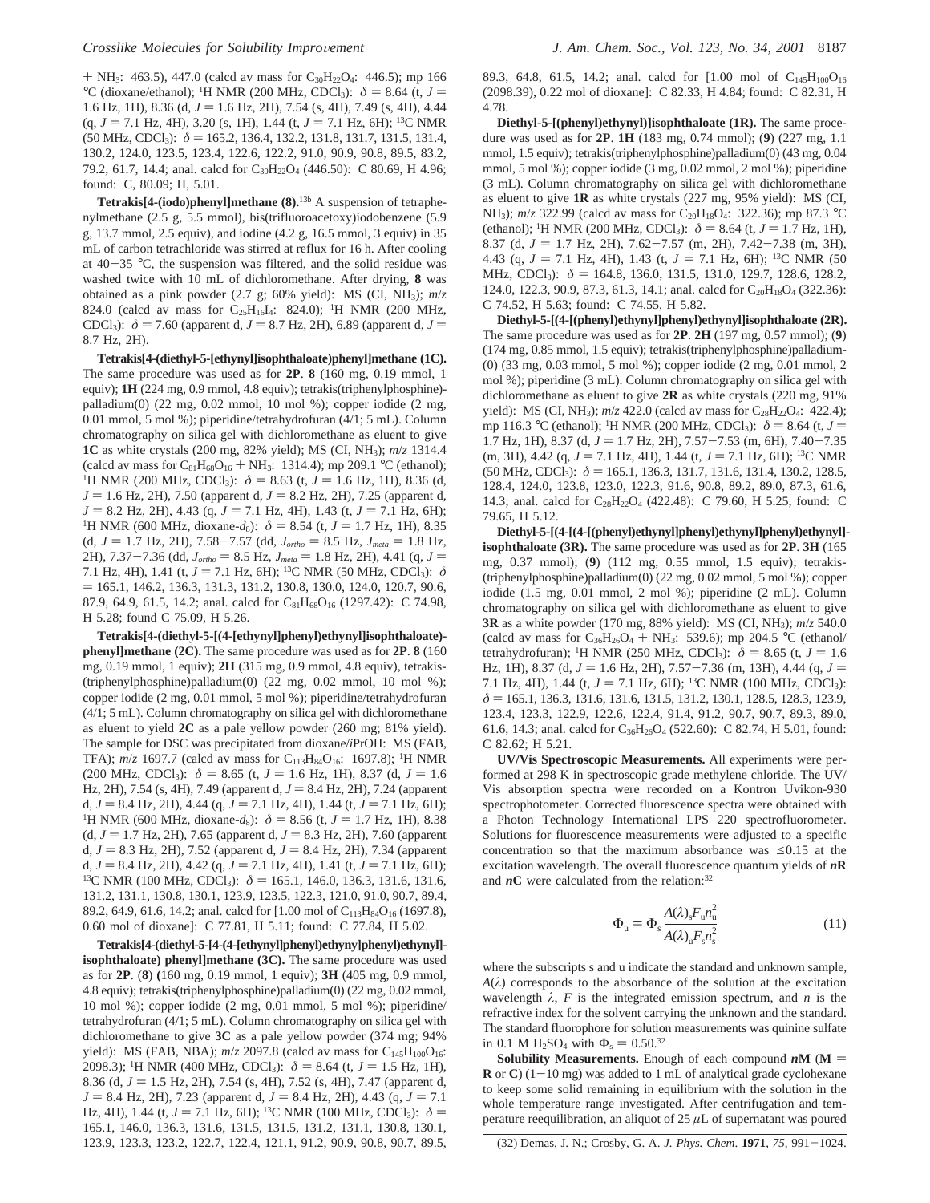+ $NH_3$: 463.5), 447.0 (calcd av mass for $C_{30}H_{22}O_4$: 446.5); mp 166 °C (dioxane/ethanol); $^1$H NMR (200 MHz, $CDCl_3$): $\delta$ = 8.64 (t, $J$ = 1.6 Hz, 1H), 8.36 (d, $J$ = 1.6 Hz, 2H), 7.54 (s, 4H), 7.49 (s, 4H), 4.44 (q, $J$ = 7.1 Hz, 4H), 3.20 (s, 1H), 1.44 (t, $J$ = 7.1 Hz, 6H); $^{13}$C NMR (50 MHz, $CDCl_3$): $\delta$ = 165.2, 136.4, 132.2, 131.8, 131.7, 131.5, 131.4, 130.2, 124.0, 123.5, 123.4, 122.6, 122.2, 91.0, 90.9, 90.8, 89.5, 83.2, 79.2, 61.7, 14.4; anal. calcd for $C_{30}H_{22}O_4$ (446.50): C 80.69, H 4.96; found: C, 80.09; H, 5.01.

**Tetrakis[4-(iodo)phenyl]methane (8).**[13b] A suspension of tetraphenylmethane (2.5 g, 5.5 mmol), bis(trifluoroacetoxy)iodobenzene (5.9 g, 13.7 mmol, 2.5 equiv), and iodine (4.2 g, 16.5 mmol, 3 equiv) in 35 mL of carbon tetrachloride was stirred at reflux for 16 h. After cooling at 40−35 °C, the suspension was filtered, and the solid residue was washed twice with 10 mL of dichloromethane. After drying, **8** was obtained as a pink powder (2.7 g; 60% yield): MS (CI, $NH_3$); $m/z$ 824.0 (calcd av mass for $C_{25}H_{16}I_4$: 824.0); $^1$H NMR (200 MHz, $CDCl_3$): $\delta$ = 7.60 (apparent d, $J$ = 8.7 Hz, 2H), 6.89 (apparent d, $J$ = 8.7 Hz, 2H).

**Tetrakis[4-(diethyl-5-[ethynyl]isophthaloate)phenyl]methane (1C).** The same procedure was used as for **2P**. **8** (160 mg, 0.19 mmol, 1 equiv); **1H** (224 mg, 0.9 mmol, 4.8 equiv); tetrakis(triphenylphosphine)-palladium(0) (22 mg, 0.02 mmol, 10 mol %); copper iodide (2 mg, 0.01 mmol, 5 mol %); piperidine/tetrahydrofuran (4/1; 5 mL). Column chromatography on silica gel with dichloromethane as eluent to give **1C** as white crystals (200 mg, 82% yield); MS (CI, $NH_3$); $m/z$ 1314.4 (calcd av mass for $C_{81}H_{68}O_{16}$ + $NH_3$: 1314.4); mp 209.1 °C (ethanol); $^1$H NMR (200 MHz, $CDCl_3$): $\delta$ = 8.63 (t, $J$ = 1.6 Hz, 1H), 8.36 (d, $J$ = 1.6 Hz, 2H), 7.50 (apparent d, $J$ = 8.2 Hz, 2H), 7.25 (apparent d, $J$ = 8.2 Hz, 2H), 4.43 (q, $J$ = 7.1 Hz, 4H), 1.43 (t, $J$ = 7.1 Hz, 6H); $^1$H NMR (600 MHz, dioxane-$d_8$): $\delta$ = 8.54 (t, $J$ = 1.7 Hz, 1H), 8.35 (d, $J$ = 1.7 Hz, 2H), 7.58−7.57 (dd, $J_{ortho}$ = 8.5 Hz, $J_{meta}$ = 1.8 Hz, 2H), 7.37−7.36 (dd, $J_{ortho}$ = 8.5 Hz, $J_{meta}$ = 1.8 Hz, 2H), 4.41 (q, $J$ = 7.1 Hz, 4H), 1.41 (t, $J$ = 7.1 Hz, 6H); $^{13}$C NMR (50 MHz, $CDCl_3$): $\delta$ = 165.1, 146.2, 136.3, 131.3, 131.2, 130.8, 130.0, 124.0, 120.7, 90.6, 87.9, 64.9, 61.5, 14.2; anal. calcd for $C_{81}H_{68}O_{16}$ (1297.42): C 74.98, H 5.28; found C 75.09, H 5.26.

**Tetrakis[4-(diethyl-5-[(4-[ethynyl]phenyl)ethynyl]isophthaloate)-phenyl]methane (2C).** The same procedure was used as for **2P**. **8** (160 mg, 0.19 mmol, 1 equiv); **2H** (315 mg, 0.9 mmol, 4.8 equiv), tetrakis-(triphenylphosphine)palladium(0) (22 mg, 0.02 mmol, 10 mol %); copper iodide (2 mg, 0.01 mmol, 5 mol %); piperidine/tetrahydrofuran (4/1; 5 mL). Column chromatography on silica gel with dichloromethane as eluent to yield **2C** as a pale yellow powder (260 mg; 81% yield). The sample for DSC was precipitated from dioxane/iPrOH: MS (FAB, TFA); $m/z$ 1697.7 (calcd av mass for $C_{113}H_{84}O_{16}$: 1697.8); $^1$H NMR (200 MHz, $CDCl_3$): $\delta$ = 8.65 (t, $J$ = 1.6 Hz, 1H), 8.37 (d, $J$ = 1.6 Hz, 2H), 7.54 (s, 4H), 7.49 (apparent d, $J$ = 8.4 Hz, 2H), 7.24 (apparent d, $J$ = 8.4 Hz, 2H), 4.44 (q, $J$ = 7.1 Hz, 4H), 1.44 (t, $J$ = 7.1 Hz, 6H); $^1$H NMR (600 MHz, dioxane-$d_8$): $\delta$ = 8.56 (t, $J$ = 1.7 Hz, 1H), 8.38 (d, $J$ = 1.7 Hz, 2H), 7.65 (apparent d, $J$ = 8.3 Hz, 2H), 7.60 (apparent d, $J$ = 8.3 Hz, 2H), 7.52 (apparent d, $J$ = 8.4 Hz, 2H), 7.34 (apparent d, $J$ = 8.4 Hz, 2H), 4.42 (q, $J$ = 7.1 Hz, 4H), 1.41 (t, $J$ = 7.1 Hz, 6H); $^{13}$C NMR (100 MHz, $CDCl_3$): $\delta$ = 165.1, 146.0, 136.3, 131.6, 131.6, 131.2, 131.1, 130.8, 130.1, 123.9, 123.5, 122.3, 121.0, 91.0, 90.7, 89.4, 89.2, 64.9, 61.6, 14.2; anal. calcd for [1.00 mol of $C_{113}H_{84}O_{16}$ (1697.8), 0.60 mol of dioxane]: C 77.81, H 5.11; found: C 77.84, H 5.02.

**Tetrakis[4-(diethyl-5-[4-(4-[ethynyl]phenyl)ethyny]phenyl)ethynyl]-isophthaloate) phenyl]methane (3C).** The same procedure was used as for **2P**. (**8**) (160 mg, 0.19 mmol, 1 equiv); **3H** (405 mg, 0.9 mmol, 4.8 equiv); tetrakis(triphenylphosphine)palladium(0) (22 mg, 0.02 mmol, 10 mol %); copper iodide (2 mg, 0.01 mmol, 5 mol %); piperidine/tetrahydrofuran (4/1; 5 mL). Column chromatography on silica gel with dichloromethane to give **3C** as a pale yellow powder (374 mg; 94% yield): MS (FAB, NBA); $m/z$ 2097.8 (calcd av mass for $C_{145}H_{100}O_{16}$: 2098.3); $^1$H NMR (400 MHz, $CDCl_3$): $\delta$ = 8.64 (t, $J$ = 1.5 Hz, 1H), 8.36 (d, $J$ = 1.5 Hz, 2H), 7.54 (s, 4H), 7.52 (s, 4H), 7.47 (apparent d, $J$ = 8.4 Hz, 2H), 7.23 (apparent d, $J$ = 8.4 Hz, 2H), 4.43 (q, $J$ = 7.1 Hz, 4H), 1.44 (t, $J$ = 7.1 Hz, 6H); $^{13}$C NMR (100 MHz, $CDCl_3$): $\delta$ = 165.1, 146.0, 136.3, 131.6, 131.5, 131.5, 131.2, 131.1, 130.8, 130.1, 123.9, 123.3, 123.2, 122.7, 122.4, 121.1, 91.2, 90.9, 90.8, 90.7, 89.5, 89.3, 64.8, 61.5, 14.2; anal. calcd for [1.00 mol of $C_{145}H_{100}O_{16}$ (2098.39), 0.22 mol of dioxane]: C 82.33, H 4.84; found: C 82.31, H 4.78.

**Diethyl-5-[(phenyl)ethynyl)]isophthaloate (1R).** The same procedure was used as for **2P**. **1H** (183 mg, 0.74 mmol); (**9**) (227 mg, 1.1 mmol, 1.5 equiv); tetrakis(triphenylphosphine)palladium(0) (43 mg, 0.04 mmol, 5 mol %); copper iodide (3 mg, 0.02 mmol, 2 mol %); piperidine (3 mL). Column chromatography on silica gel with dichloromethane as eluent to give **1R** as white crystals (227 mg, 95% yield): MS (CI, $NH_3$); $m/z$ 322.99 (calcd av mass for $C_{20}H_{18}O_4$: 322.36); mp 87.3 °C (ethanol); $^1$H NMR (200 MHz, $CDCl_3$): $\delta$ = 8.64 (t, $J$ = 1.7 Hz, 1H), 8.37 (d, $J$ = 1.7 Hz, 2H), 7.62−7.57 (m, 2H), 7.42−7.38 (m, 3H), 4.43 (q, $J$ = 7.1 Hz, 4H), 1.43 (t, $J$ = 7.1 Hz, 6H); $^{13}$C NMR (50 MHz, $CDCl_3$): $\delta$ = 164.8, 136.0, 131.5, 131.0, 129.7, 128.6, 128.2, 124.0, 122.3, 90.9, 87.3, 61.3, 14.1; anal. calcd for $C_{20}H_{18}O_4$ (322.36): C 74.52, H 5.63; found: C 74.55, H 5.82.

**Diethyl-5-[(4-[(phenyl)ethynyl]phenyl)ethynyl]isophthaloate (2R).** The same procedure was used as for **2P**. **2H** (197 mg, 0.57 mmol); (**9**) (174 mg, 0.85 mmol, 1.5 equiv); tetrakis(triphenylphosphine)palladium-(0) (33 mg, 0.03 mmol, 5 mol %); copper iodide (2 mg, 0.01 mmol, 2 mol %); piperidine (3 mL). Column chromatography on silica gel with dichloromethane as eluent to give **2R** as white crystals (220 mg, 91% yield): MS (CI, $NH_3$); $m/z$ 422.0 (calcd av mass for $C_{28}H_{22}O_4$: 422.4); mp 116.3 °C (ethanol); $^1$H NMR (200 MHz, $CDCl_3$): $\delta$ = 8.64 (t, $J$ = 1.7 Hz, 1H), 8.37 (d, $J$ = 1.7 Hz, 2H), 7.57−7.53 (m, 6H), 7.40−7.35 (m, 3H), 4.42 (q, $J$ = 7.1 Hz, 4H), 1.44 (t, $J$ = 7.1 Hz, 6H); $^{13}$C NMR (50 MHz, $CDCl_3$): $\delta$ = 165.1, 136.3, 131.7, 131.6, 131.4, 130.2, 128.5, 128.4, 124.0, 123.8, 123.0, 122.3, 91.6, 90.8, 89.2, 89.0, 87.3, 61.6, 14.3; anal. calcd for $C_{28}H_{22}O_4$ (422.48): C 79.60, H 5.25, found: C 79.65, H 5.12.

**Diethyl-5-[(4-[(4-[(phenyl)ethynyl]phenyl)ethynyl]phenyl)ethynyl]-isophthaloate (3R).** The same procedure was used as for **2P**. **3H** (165 mg, 0.37 mmol); (**9**) (112 mg, 0.55 mmol, 1.5 equiv); tetrakis-(triphenylphosphine)palladium(0) (22 mg, 0.02 mmol, 5 mol %); copper iodide (1.5 mg, 0.01 mmol, 2 mol %); piperidine (2 mL). Column chromatography on silica gel with dichloromethane as eluent to give **3R** as a white powder (170 mg, 88% yield): MS (CI, $NH_3$); $m/z$ 540.0 (calcd av mass for $C_{36}H_{26}O_4$ + $NH_3$: 539.6); mp 204.5 °C (ethanol/tetrahydrofuran); $^1$H NMR (250 MHz, $CDCl_3$): $\delta$ = 8.65 (t, $J$ = 1.6 Hz, 1H), 8.37 (d, $J$ = 1.6 Hz, 2H), 7.57−7.36 (m, 13H), 4.44 (q, $J$ = 7.1 Hz, 4H), 1.44 (t, $J$ = 7.1 Hz, 6H); $^{13}$C NMR (100 MHz, $CDCl_3$): $\delta$ = 165.1, 136.3, 131.6, 131.6, 131.5, 131.2, 130.1, 128.5, 128.3, 123.9, 123.4, 123.3, 122.9, 122.6, 122.4, 91.4, 91.2, 90.7, 90.7, 89.3, 89.0, 61.6, 14.3; anal. calcd for $C_{36}H_{26}O_4$ (522.60): C 82.74, H 5.01, found: C 82.62; H 5.21.

**UV/Vis Spectroscopic Measurements.** All experiments were performed at 298 K in spectroscopic grade methylene chloride. The UV/Vis absorption spectra were recorded on a Kontron Uvikon-930 spectrophotometer. Corrected fluorescence spectra were obtained with a Photon Technology International LPS 220 spectrofluorometer. Solutions for fluorescence measurements were adjusted to a specific concentration so that the maximum absorbance was ≤0.15 at the excitation wavelength. The overall fluorescence quantum yields of ***n*R** and ***n*C** were calculated from the relation:[32]

$$\Phi_u = \Phi_s \frac{A(\lambda)_s F_u n_u^2}{A(\lambda)_u F_s n_s^2} \tag{11}$$

where the subscripts s and u indicate the standard and unknown sample, $A(\lambda)$ corresponds to the absorbance of the solution at the excitation wavelength $\lambda$, $F$ is the integrated emission spectrum, and $n$ is the refractive index for the solvent carrying the unknown and the standard. The standard fluorophore for solution measurements was quinine sulfate in 0.1 M $H_2SO_4$ with $\Phi_s$ = 0.50.[32]

**Solubility Measurements.** Enough of each compound ***n*M** (**M** = **R** or **C**) (1−10 mg) was added to 1 mL of analytical grade cyclohexane to keep some solid remaining in equilibrium with the solution in the whole temperature range investigated. After centrifugation and temperature reequilibration, an aliquot of 25 $\mu$L of supernatant was poured

(32) Demas, J. N.; Crosby, G. A. *J. Phys. Chem.* **1971**, *75*, 991−1024.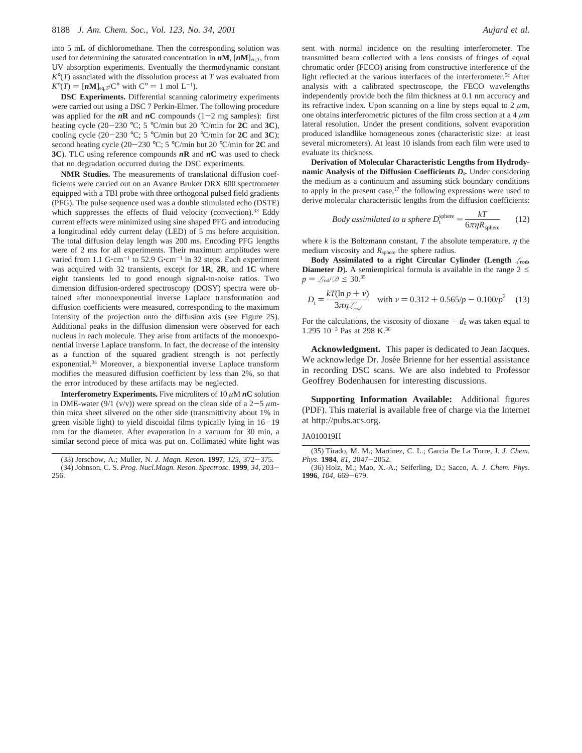into 5 mL of dichloromethane. Then the corresponding solution was used for determining the saturated concentration in ***n*M**, $[n\mathbf{M}]_{eq,T}$, from UV absorption experiments. Eventually the thermodynamic constant $K°(T)$ associated with the dissolution process at $T$ was evaluated from $K°(T) = [n\mathbf{M}]_{eq,T}/C°$ with $C° = 1$ mol L$^{-1}$).

**DSC Experiments.** Differential scanning calorimetry experiments were carried out using a DSC 7 Perkin-Elmer. The following procedure was applied for the ***n*R** and ***n*C** compounds (1−2 mg samples): first heating cycle (20−230 °C; 5 °C/min but 20 °C/min for **2C** and **3C**), cooling cycle (20−230 °C; 5 °C/min but 20 °C/min for **2C** and **3C**); second heating cycle (20−230 °C; 5 °C/min but 20 °C/min for **2C** and **3C**). TLC using reference compounds ***n*R** and ***n*C** was used to check that no degradation occurred during the DSC experiments.

**NMR Studies.** The measurements of translational diffusion coefficients were carried out on an Avance Bruker DRX 600 spectrometer equipped with a TBI probe with three orthogonal pulsed field gradients (PFG). The pulse sequence used was a double stimulated echo (DSTE) which suppresses the effects of fluid velocity (convection).[33] Eddy current effects were minimized using sine shaped PFG and introducing a longitudinal eddy current delay (LED) of 5 ms before acquisition. The total diffusion delay length was 200 ms. Encoding PFG lengths were of 2 ms for all experiments. Their maximum amplitudes were varied from 1.1 G·cm$^{-1}$ to 52.9 G·cm$^{-1}$ in 32 steps. Each experiment was acquired with 32 transients, except for **1R**, **2R**, and **1C** where eight transients led to good enough signal-to-noise ratios. Two dimension diffusion-ordered spectroscopy (DOSY) spectra were obtained after monoexponential inverse Laplace transformation and diffusion coefficients were measured, corresponding to the maximum intensity of the projection onto the diffusion axis (see Figure 2S). Additional peaks in the diffusion dimension were observed for each nucleus in each molecule. They arise from artifacts of the monoexponential inverse Laplace transform. In fact, the decrease of the intensity as a function of the squared gradient strength is not perfectly exponential.[34] Moreover, a biexponential inverse Laplace transform modifies the measured diffusion coefficient by less than 2%, so that the error introduced by these artifacts may be neglected.

**Interferometry Experiments.** Five microliters of 10 $\mu$M ***n*C** solution in DME-water (9/1 (v/v)) were spread on the clean side of a 2−5 $\mu$m-thin mica sheet silvered on the other side (transmittivity about 1% in green visible light) to yield discoidal films typically lying in 16−19 mm for the diameter. After evaporation in a vacuum for 30 min, a similar second piece of mica was put on. Collimated white light was sent with normal incidence on the resulting interferometer. The transmitted beam collected with a lens consists of fringes of equal chromatic order (FECO) arising from constructive interference of the light reflected at the various interfaces of the interferometer.[5c] After analysis with a calibrated spectroscope, the FECO wavelengths independently provide both the film thickness at 0.1 nm accuracy and its refractive index. Upon scanning on a line by steps equal to 2 $\mu$m, one obtains interferometric pictures of the film cross section at a 4 $\mu$m lateral resolution. Under the present conditions, solvent evaporation produced islandlike homogeneous zones (characteristic size: at least several micrometers). At least 10 islands from each film were used to evaluate its thickness.

**Derivation of Molecular Characteristic Lengths from Hydrodynamic Analysis of the Diffusion Coefficients $D_t$.** Under considering the medium as a continuum and assuming stick boundary conditions to apply in the present case,[17] the following expressions were used to derive molecular characteristic lengths from the diffusion coefficients:

$$\textit{Body assimilated to a sphere } D_t^{\text{sphere}} = \frac{kT}{6\pi\eta R_{\text{sphere}}} \qquad (12)$$

where $k$ is the Boltzmann constant, $T$ the absolute temperature, $\eta$ the medium viscosity and $R_{\text{sphere}}$ the sphere radius.

**Body Assimilated to a right Circular Cylinder (Length $\mathscr{L}_{\text{rod}}$, Diameter $D$).** A semiempirical formula is available in the range $2 \leq p = \mathscr{L}_{\text{rod}}/\mathscr{D} \leq 30$.[35]

$$D_t = \frac{kT(\ln p + \nu)}{3\pi\eta\mathscr{L}_{rod}} \quad \text{with } \nu = 0.312 + 0.565/p - 0.100/p^2 \qquad (13)$$

For the calculations, the viscosity of dioxane − $d_8$ was taken equal to 1.295 $10^{-3}$ Pas at 298 K.[36]

**Acknowledgment.** This paper is dedicated to Jean Jacques. We acknowledge Dr. Josée Brienne for her essential assistance in recording DSC scans. We are also indebted to Professor Geoffrey Bodenhausen for interesting discussions.

**Supporting Information Available:** Additional figures (PDF). This material is available free of charge via the Internet at http://pubs.acs.org.

JA010019H

(33) Jerschow, A.; Muller, N. *J. Magn. Reson.* **1997**, *125*, 372−375.

(34) Johnson, C. S. *Prog. Nucl.Magn. Reson. Spectrosc.* **1999**, *34*, 203−256.

(35) Tirado, M. M.; Martinez, C. L.; Garcia De La Torre, J. *J. Chem. Phys*. **1984**, *81*, 2047−2052.

(36) Holz, M.; Mao, X.-A.; Seiferling, D.; Sacco, A. *J. Chem. Phys*. **1996**, *104*, 669−679.